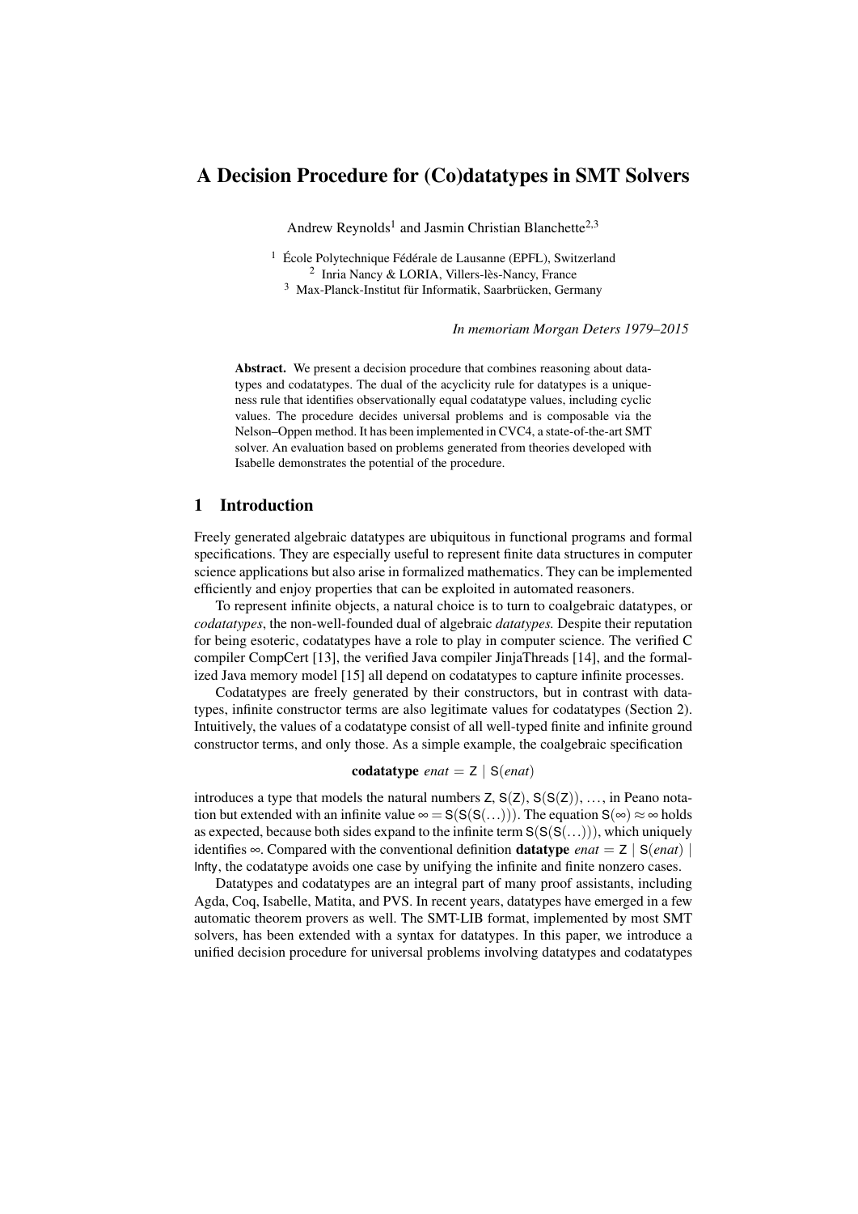# A Decision Procedure for (Co)datatypes in SMT Solvers

Andrew Reynolds[1] and Jasmin Christian Blanchette[2,3]

[1] École Polytechnique Fédérale de Lausanne (EPFL), Switzerland
[2] Inria Nancy & LORIA, Villers-lès-Nancy, France
[3] Max-Planck-Institut für Informatik, Saarbrücken, Germany

*In memoriam Morgan Deters 1979–2015*

**Abstract.** We present a decision procedure that combines reasoning about datatypes and codatatypes. The dual of the acyclicity rule for datatypes is a uniqueness rule that identifies observationally equal codatatype values, including cyclic values. The procedure decides universal problems and is composable via the Nelson–Oppen method. It has been implemented in CVC4, a state-of-the-art SMT solver. An evaluation based on problems generated from theories developed with Isabelle demonstrates the potential of the procedure.

## 1 Introduction

Freely generated algebraic datatypes are ubiquitous in functional programs and formal specifications. They are especially useful to represent finite data structures in computer science applications but also arise in formalized mathematics. They can be implemented efficiently and enjoy properties that can be exploited in automated reasoners.

To represent infinite objects, a natural choice is to turn to coalgebraic datatypes, or *codatatypes*, the non-well-founded dual of algebraic *datatypes*. Despite their reputation for being esoteric, codatatypes have a role to play in computer science. The verified C compiler CompCert [13], the verified Java compiler JinjaThreads [14], and the formalized Java memory model [15] all depend on codatatypes to capture infinite processes.

Codatatypes are freely generated by their constructors, but in contrast with datatypes, infinite constructor terms are also legitimate values for codatatypes (Section 2). Intuitively, the values of a codatatype consist of all well-typed finite and infinite ground constructor terms, and only those. As a simple example, the coalgebraic specification

$$\textbf{codatatype}\ \mathit{enat} = \mathsf{Z} \mid \mathsf{S}(\mathit{enat})$$

introduces a type that models the natural numbers $\mathsf{Z}$, $\mathsf{S}(\mathsf{Z})$, $\mathsf{S}(\mathsf{S}(\mathsf{Z}))$, ..., in Peano notation but extended with an infinite value $\infty = \mathsf{S}(\mathsf{S}(\mathsf{S}(\ldots)))$. The equation $\mathsf{S}(\infty) \approx \infty$ holds as expected, because both sides expand to the infinite term $\mathsf{S}(\mathsf{S}(\mathsf{S}(\ldots)))$, which uniquely identifies $\infty$. Compared with the conventional definition **datatype** $\mathit{enat} = \mathsf{Z} \mid \mathsf{S}(\mathit{enat}) \mid \mathsf{Infty}$, the codatatype avoids one case by unifying the infinite and finite nonzero cases.

Datatypes and codatatypes are an integral part of many proof assistants, including Agda, Coq, Isabelle, Matita, and PVS. In recent years, datatypes have emerged in a few automatic theorem provers as well. The SMT-LIB format, implemented by most SMT solvers, has been extended with a syntax for datatypes. In this paper, we introduce a unified decision procedure for universal problems involving datatypes and codatatypes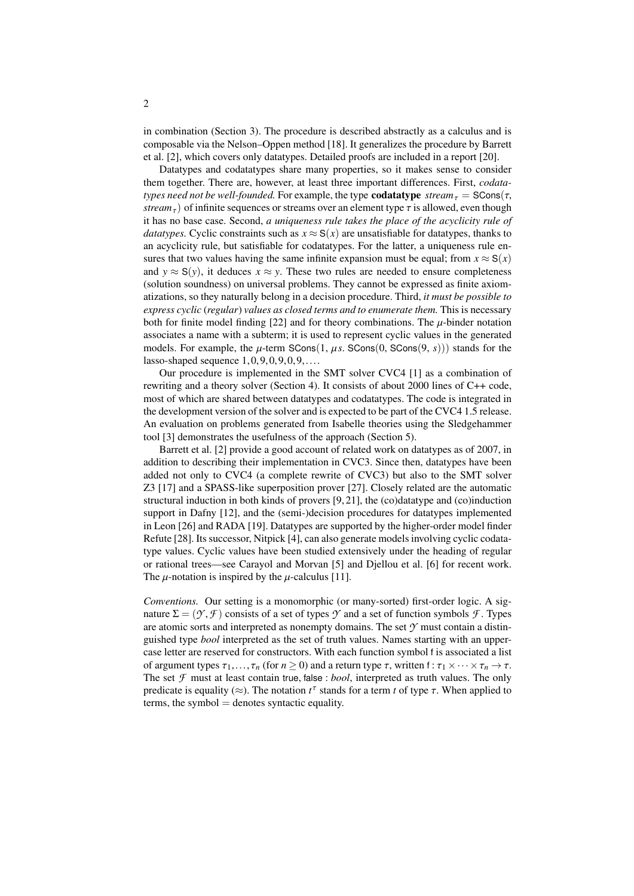in combination (Section 3). The procedure is described abstractly as a calculus and is composable via the Nelson–Oppen method [18]. It generalizes the procedure by Barrett et al. [2], which covers only datatypes. Detailed proofs are included in a report [20].

Datatypes and codatatypes share many properties, so it makes sense to consider them together. There are, however, at least three important differences. First, *codatatypes need not be well-founded.* For example, the type **codatatype** $stream_\tau = \mathsf{SCons}(\tau, stream_\tau)$ of infinite sequences or streams over an element type $\tau$ is allowed, even though it has no base case. Second, *a uniqueness rule takes the place of the acyclicity rule of datatypes.* Cyclic constraints such as $x \approx \mathsf{S}(x)$ are unsatisfiable for datatypes, thanks to an acyclicity rule, but satisfiable for codatatypes. For the latter, a uniqueness rule ensures that two values having the same infinite expansion must be equal; from $x \approx \mathsf{S}(x)$ and $y \approx \mathsf{S}(y)$, it deduces $x \approx y$. These two rules are needed to ensure completeness (solution soundness) on universal problems. They cannot be expressed as finite axiomatizations, so they naturally belong in a decision procedure. Third, *it must be possible to express cyclic (regular) values as closed terms and to enumerate them.* This is necessary both for finite model finding [22] and for theory combinations. The $\mu$-binder notation associates a name with a subterm; it is used to represent cyclic values in the generated models. For example, the $\mu$-term $\mathsf{SCons}(1, \mu s.\ \mathsf{SCons}(0, \mathsf{SCons}(9, s)))$ stands for the lasso-shaped sequence $1, 0, 9, 0, 9, 0, 9, \ldots$.

Our procedure is implemented in the SMT solver CVC4 [1] as a combination of rewriting and a theory solver (Section 4). It consists of about 2000 lines of C++ code, most of which are shared between datatypes and codatatypes. The code is integrated in the development version of the solver and is expected to be part of the CVC4 1.5 release. An evaluation on problems generated from Isabelle theories using the Sledgehammer tool [3] demonstrates the usefulness of the approach (Section 5).

Barrett et al. [2] provide a good account of related work on datatypes as of 2007, in addition to describing their implementation in CVC3. Since then, datatypes have been added not only to CVC4 (a complete rewrite of CVC3) but also to the SMT solver Z3 [17] and a SPASS-like superposition prover [27]. Closely related are the automatic structural induction in both kinds of provers [9, 21], the (co)datatype and (co)induction support in Dafny [12], and the (semi-)decision procedures for datatypes implemented in Leon [26] and RADA [19]. Datatypes are supported by the higher-order model finder Refute [28]. Its successor, Nitpick [4], can also generate models involving cyclic codatatype values. Cyclic values have been studied extensively under the heading of regular or rational trees—see Carayol and Morvan [5] and Djellou et al. [6] for recent work. The $\mu$-notation is inspired by the $\mu$-calculus [11].

*Conventions.* Our setting is a monomorphic (or many-sorted) first-order logic. A signature $\Sigma = (\mathcal{Y}, \mathcal{F})$ consists of a set of types $\mathcal{Y}$ and a set of function symbols $\mathcal{F}$. Types are atomic sorts and interpreted as nonempty domains. The set $\mathcal{Y}$ must contain a distinguished type *bool* interpreted as the set of truth values. Names starting with an uppercase letter are reserved for constructors. With each function symbol $\mathsf{f}$ is associated a list of argument types $\tau_1, \ldots, \tau_n$ (for $n \geq 0$) and a return type $\tau$, written $\mathsf{f} : \tau_1 \times \cdots \times \tau_n \to \tau$. The set $\mathcal{F}$ must at least contain $\mathsf{true}, \mathsf{false} : bool$, interpreted as truth values. The only predicate is equality ($\approx$). The notation $t^\tau$ stands for a term $t$ of type $\tau$. When applied to terms, the symbol $=$ denotes syntactic equality.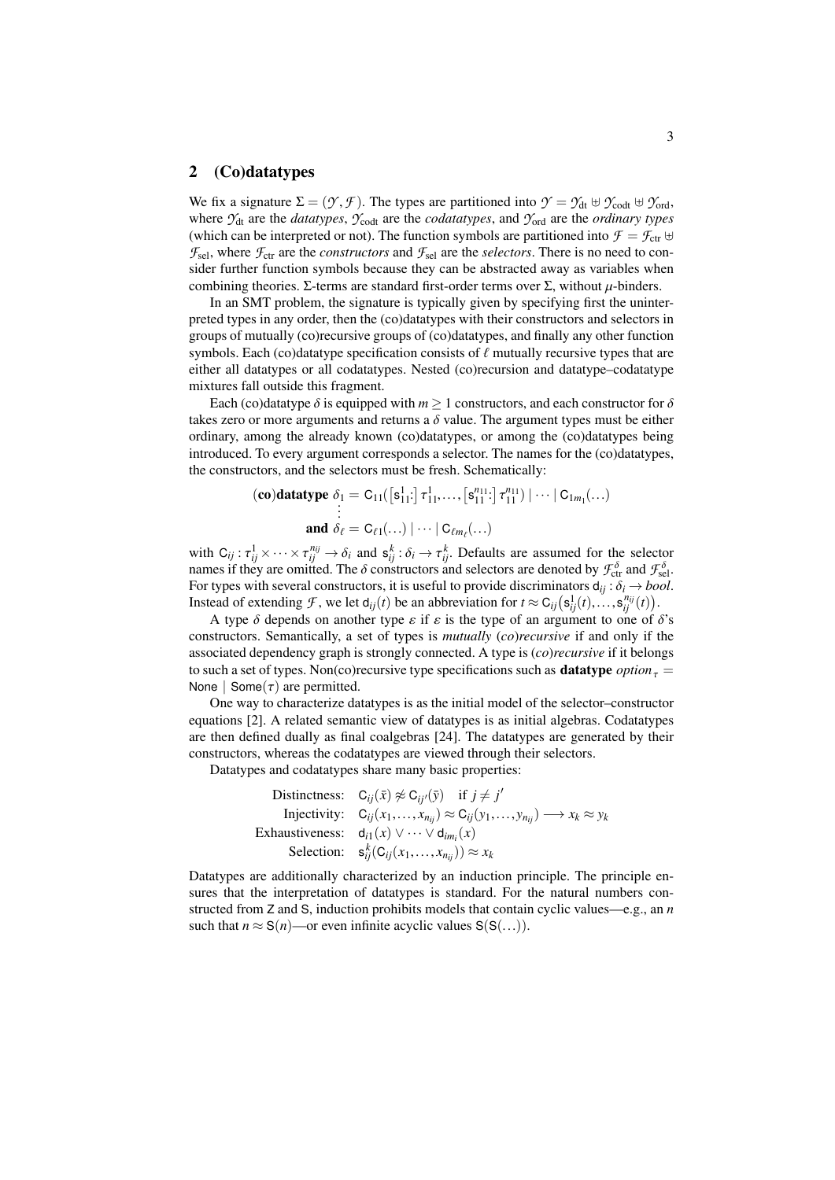## 2 (Co)datatypes

We fix a signature $\Sigma = (\mathcal{Y}, \mathcal{F})$. The types are partitioned into $\mathcal{Y} = \mathcal{Y}_{\text{dt}} \uplus \mathcal{Y}_{\text{codt}} \uplus \mathcal{Y}_{\text{ord}}$, where $\mathcal{Y}_{\text{dt}}$ are the *datatypes*, $\mathcal{Y}_{\text{codt}}$ are the *codatatypes*, and $\mathcal{Y}_{\text{ord}}$ are the *ordinary types* (which can be interpreted or not). The function symbols are partitioned into $\mathcal{F} = \mathcal{F}_{\text{ctr}} \uplus \mathcal{F}_{\text{sel}}$, where $\mathcal{F}_{\text{ctr}}$ are the *constructors* and $\mathcal{F}_{\text{sel}}$ are the *selectors*. There is no need to consider further function symbols because they can be abstracted away as variables when combining theories. $\Sigma$-terms are standard first-order terms over $\Sigma$, without $\mu$-binders.

In an SMT problem, the signature is typically given by specifying first the uninterpreted types in any order, then the (co)datatypes with their constructors and selectors in groups of mutually (co)recursive groups of (co)datatypes, and finally any other function symbols. Each (co)datatype specification consists of $\ell$ mutually recursive types that are either all datatypes or all codatatypes. Nested (co)recursion and datatype–codatatype mixtures fall outside this fragment.

Each (co)datatype $\delta$ is equipped with $m \geq 1$ constructors, and each constructor for $\delta$ takes zero or more arguments and returns a $\delta$ value. The argument types must be either ordinary, among the already known (co)datatypes, or among the (co)datatypes being introduced. To every argument corresponds a selector. The names for the (co)datatypes, the constructors, and the selectors must be fresh. Schematically:

$$
\begin{aligned}
&(\textbf{co})\textbf{datatype } \delta_1 = \mathsf{C}_{11}\big([\mathsf{s}_{11}^1{:}]\ \tau_{11}^1, \ldots, [\mathsf{s}_{11}^{n_{11}}{:}]\ \tau_{11}^{n_{11}}\big) \mid \cdots \mid \mathsf{C}_{1m_1}(\ldots) \\
&\qquad\qquad\vdots \\
&\qquad\quad \textbf{and } \delta_\ell = \mathsf{C}_{\ell 1}(\ldots) \mid \cdots \mid \mathsf{C}_{\ell m_\ell}(\ldots)
\end{aligned}
$$

with $\mathsf{C}_{ij} : \tau_{ij}^1 \times \cdots \times \tau_{ij}^{n_{ij}} \to \delta_i$ and $\mathsf{s}_{ij}^k : \delta_i \to \tau_{ij}^k$. Defaults are assumed for the selector names if they are omitted. The $\delta$ constructors and selectors are denoted by $\mathcal{F}_{\text{ctr}}^{\delta}$ and $\mathcal{F}_{\text{sel}}^{\delta}$. For types with several constructors, it is useful to provide discriminators $\mathsf{d}_{ij} : \delta_i \to bool$. Instead of extending $\mathcal{F}$, we let $\mathsf{d}_{ij}(t)$ be an abbreviation for $t \approx \mathsf{C}_{ij}\big(\mathsf{s}_{ij}^1(t), \ldots, \mathsf{s}_{ij}^{n_{ij}}(t)\big)$.

A type $\delta$ depends on another type $\varepsilon$ if $\varepsilon$ is the type of an argument to one of $\delta$'s constructors. Semantically, a set of types is *mutually* (*co*)*recursive* if and only if the associated dependency graph is strongly connected. A type is (*co*)*recursive* if it belongs to such a set of types. Non(co)recursive type specifications such as **datatype** $option_\tau = \mathsf{None} \mid \mathsf{Some}(\tau)$ are permitted.

One way to characterize datatypes is as the initial model of the selector–constructor equations [2]. A related semantic view of datatypes is as initial algebras. Codatatypes are then defined dually as final coalgebras [24]. The datatypes are generated by their constructors, whereas the codatatypes are viewed through their selectors.

Datatypes and codatatypes share many basic properties:

$$
\begin{aligned}
\text{Distinctness:} &\quad \mathsf{C}_{ij}(\bar{x}) \not\approx \mathsf{C}_{ij'}(\bar{y}) \quad \text{if } j \neq j' \\
\text{Injectivity:} &\quad \mathsf{C}_{ij}(x_1, \ldots, x_{n_{ij}}) \approx \mathsf{C}_{ij}(y_1, \ldots, y_{n_{ij}}) \longrightarrow x_k \approx y_k \\
\text{Exhaustiveness:} &\quad \mathsf{d}_{i1}(x) \vee \cdots \vee \mathsf{d}_{im_i}(x) \\
\text{Selection:} &\quad \mathsf{s}_{ij}^k(\mathsf{C}_{ij}(x_1, \ldots, x_{n_{ij}})) \approx x_k
\end{aligned}
$$

Datatypes are additionally characterized by an induction principle. The principle ensures that the interpretation of datatypes is standard. For the natural numbers constructed from $\mathsf{Z}$ and $\mathsf{S}$, induction prohibits models that contain cyclic values—e.g., an $n$ such that $n \approx \mathsf{S}(n)$—or even infinite acyclic values $\mathsf{S}(\mathsf{S}(\ldots))$.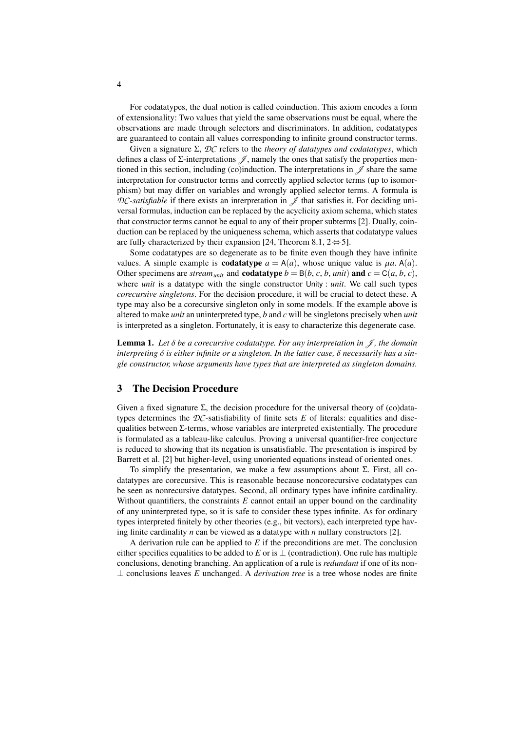For codatatypes, the dual notion is called coinduction. This axiom encodes a form of extensionality: Two values that yield the same observations must be equal, where the observations are made through selectors and discriminators. In addition, codatatypes are guaranteed to contain all values corresponding to infinite ground constructor terms.

Given a signature $\Sigma$, $\mathcal{DC}$ refers to the *theory of datatypes and codatatypes*, which defines a class of $\Sigma$-interpretations $\mathscr{J}$, namely the ones that satisfy the properties mentioned in this section, including (co)induction. The interpretations in $\mathscr{J}$ share the same interpretation for constructor terms and correctly applied selector terms (up to isomorphism) but may differ on variables and wrongly applied selector terms. A formula is $\mathcal{DC}$*-satisfiable* if there exists an interpretation in $\mathscr{J}$ that satisfies it. For deciding universal formulas, induction can be replaced by the acyclicity axiom schema, which states that constructor terms cannot be equal to any of their proper subterms [2]. Dually, coinduction can be replaced by the uniqueness schema, which asserts that codatatype values are fully characterized by their expansion [24, Theorem 8.1, $2 \Leftrightarrow 5$].

Some codatatypes are so degenerate as to be finite even though they have infinite values. A simple example is **codatatype** $a = \mathsf{A}(a)$, whose unique value is $\mu a.\ \mathsf{A}(a)$. Other specimens are $stream_{unit}$ and **codatatype** $b = \mathsf{B}(b, c, b, unit)$ **and** $c = \mathsf{C}(a, b, c)$, where *unit* is a datatype with the single constructor $\mathsf{Unity} : unit$. We call such types *corecursive singletons*. For the decision procedure, it will be crucial to detect these. A type may also be a corecursive singleton only in some models. If the example above is altered to make *unit* an uninterpreted type, $b$ and $c$ will be singletons precisely when *unit* is interpreted as a singleton. Fortunately, it is easy to characterize this degenerate case.

**Lemma 1.** *Let $\delta$ be a corecursive codatatype. For any interpretation in $\mathscr{J}$, the domain interpreting $\delta$ is either infinite or a singleton. In the latter case, $\delta$ necessarily has a single constructor, whose arguments have types that are interpreted as singleton domains.*

## 3 The Decision Procedure

Given a fixed signature $\Sigma$, the decision procedure for the universal theory of (co)datatypes determines the $\mathcal{DC}$-satisfiability of finite sets $E$ of literals: equalities and disequalities between $\Sigma$-terms, whose variables are interpreted existentially. The procedure is formulated as a tableau-like calculus. Proving a universal quantifier-free conjecture is reduced to showing that its negation is unsatisfiable. The presentation is inspired by Barrett et al. [2] but higher-level, using unoriented equations instead of oriented ones.

To simplify the presentation, we make a few assumptions about $\Sigma$. First, all codatatypes are corecursive. This is reasonable because noncorecursive codatatypes can be seen as nonrecursive datatypes. Second, all ordinary types have infinite cardinality. Without quantifiers, the constraints $E$ cannot entail an upper bound on the cardinality of any uninterpreted type, so it is safe to consider these types infinite. As for ordinary types interpreted finitely by other theories (e.g., bit vectors), each interpreted type having finite cardinality $n$ can be viewed as a datatype with $n$ nullary constructors [2].

A derivation rule can be applied to $E$ if the preconditions are met. The conclusion either specifies equalities to be added to $E$ or is $\bot$ (contradiction). One rule has multiple conclusions, denoting branching. An application of a rule is *redundant* if one of its non-$\bot$ conclusions leaves $E$ unchanged. A *derivation tree* is a tree whose nodes are finite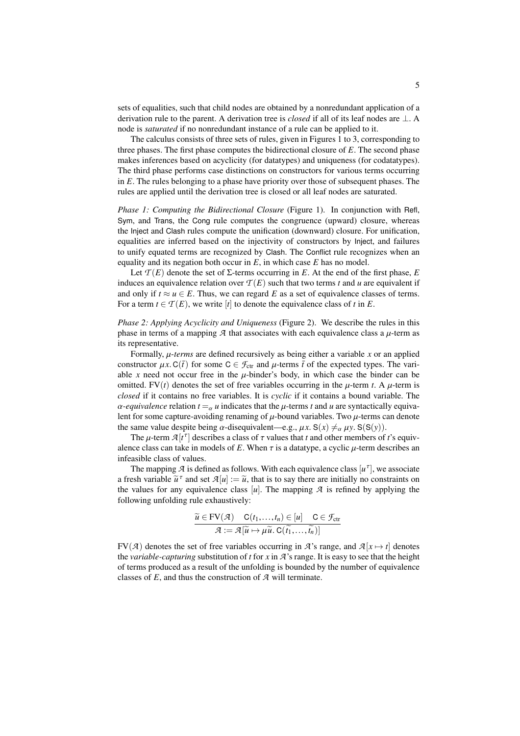sets of equalities, such that child nodes are obtained by a nonredundant application of a derivation rule to the parent. A derivation tree is *closed* if all of its leaf nodes are $\bot$. A node is *saturated* if no nonredundant instance of a rule can be applied to it.

The calculus consists of three sets of rules, given in Figures 1 to 3, corresponding to three phases. The first phase computes the bidirectional closure of $E$. The second phase makes inferences based on acyclicity (for datatypes) and uniqueness (for codatatypes). The third phase performs case distinctions on constructors for various terms occurring in $E$. The rules belonging to a phase have priority over those of subsequent phases. The rules are applied until the derivation tree is closed or all leaf nodes are saturated.

*Phase 1: Computing the Bidirectional Closure* (Figure 1). In conjunction with Refl, Sym, and Trans, the Cong rule computes the congruence (upward) closure, whereas the Inject and Clash rules compute the unification (downward) closure. For unification, equalities are inferred based on the injectivity of constructors by Inject, and failures to unify equated terms are recognized by Clash. The Conflict rule recognizes when an equality and its negation both occur in $E$, in which case $E$ has no model.

Let $\mathcal{T}(E)$ denote the set of $\Sigma$-terms occurring in $E$. At the end of the first phase, $E$ induces an equivalence relation over $\mathcal{T}(E)$ such that two terms $t$ and $u$ are equivalent if and only if $t \approx u \in E$. Thus, we can regard $E$ as a set of equivalence classes of terms. For a term $t \in \mathcal{T}(E)$, we write $[t]$ to denote the equivalence class of $t$ in $E$.

*Phase 2: Applying Acyclicity and Uniqueness* (Figure 2). We describe the rules in this phase in terms of a mapping $\mathcal{A}$ that associates with each equivalence class a $\mu$-term as its representative.

Formally, *$\mu$-terms* are defined recursively as being either a variable $x$ or an applied constructor $\mu x.\, \mathsf{C}(\bar{t})$ for some $\mathsf{C} \in \mathcal{F}_{\text{ctr}}$ and $\mu$-terms $\bar{t}$ of the expected types. The variable $x$ need not occur free in the $\mu$-binder's body, in which case the binder can be omitted. $\mathrm{FV}(t)$ denotes the set of free variables occurring in the $\mu$-term $t$. A $\mu$-term is *closed* if it contains no free variables. It is *cyclic* if it contains a bound variable. The *$\alpha$-equivalence* relation $t =_\alpha u$ indicates that the $\mu$-terms $t$ and $u$ are syntactically equivalent for some capture-avoiding renaming of $\mu$-bound variables. Two $\mu$-terms can denote the same value despite being $\alpha$-disequivalent—e.g., $\mu x.\, \mathsf{S}(x) \neq_\alpha \mu y.\, \mathsf{S}(\mathsf{S}(y))$.

The $\mu$-term $\mathcal{A}[t^\tau]$ describes a class of $\tau$ values that $t$ and other members of $t$'s equivalence class can take in models of $E$. When $\tau$ is a datatype, a cyclic $\mu$-term describes an infeasible class of values.

The mapping $\mathcal{A}$ is defined as follows. With each equivalence class $[u^\tau]$, we associate a fresh variable $\widetilde{u}^\tau$ and set $\mathcal{A}[u] := \widetilde{u}$, that is to say there are initially no constraints on the values for any equivalence class $[u]$. The mapping $\mathcal{A}$ is refined by applying the following unfolding rule exhaustively:

$$\frac{\widetilde{u} \in \mathrm{FV}(\mathcal{A}) \quad \mathsf{C}(t_1, \ldots, t_n) \in [u] \quad \mathsf{C} \in \mathcal{F}_{\text{ctr}}}{\mathcal{A} := \mathcal{A}[\widetilde{u} \mapsto \mu\widetilde{u}.\, \mathsf{C}(\widetilde{t_1}, \ldots, \widetilde{t_n})]}$$

$\mathrm{FV}(\mathcal{A})$ denotes the set of free variables occurring in $\mathcal{A}$'s range, and $\mathcal{A}[x \mapsto t]$ denotes the *variable-capturing* substitution of $t$ for $x$ in $\mathcal{A}$'s range. It is easy to see that the height of terms produced as a result of the unfolding is bounded by the number of equivalence classes of $E$, and thus the construction of $\mathcal{A}$ will terminate.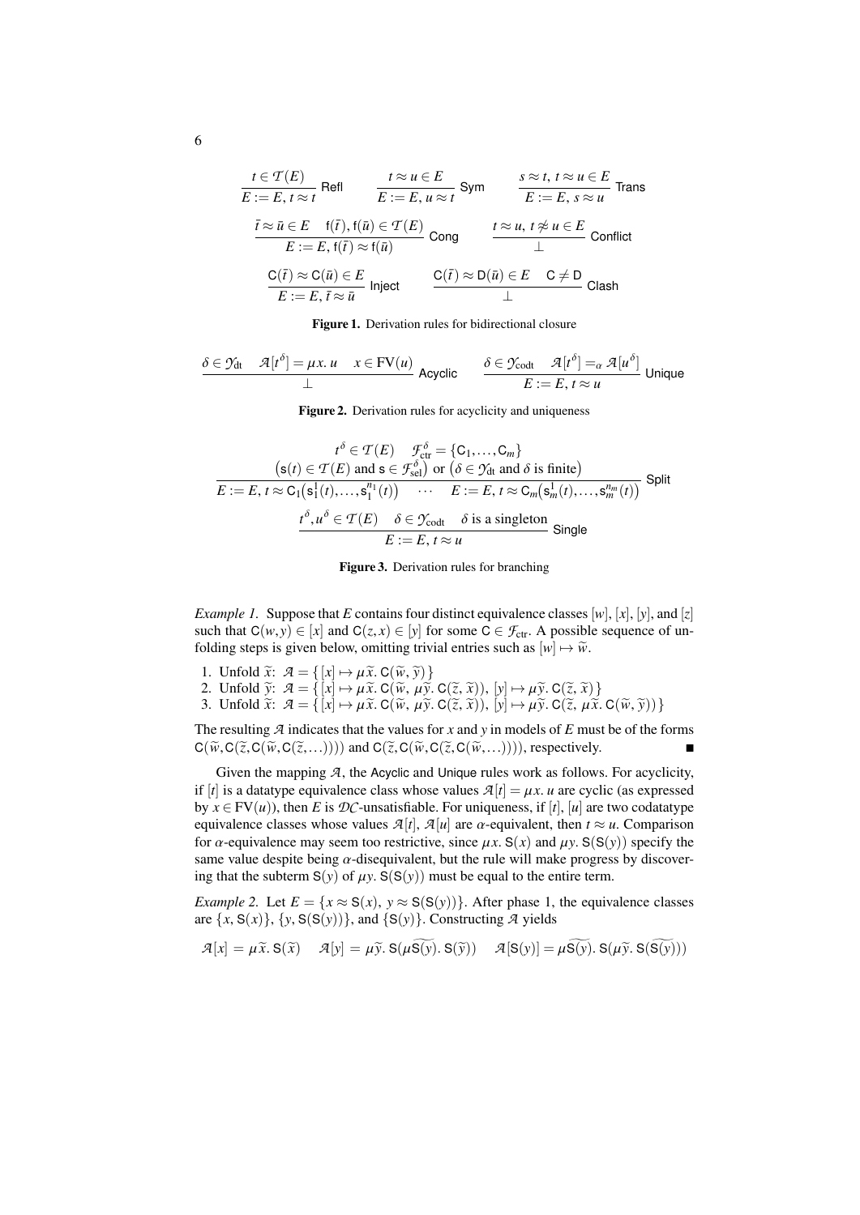$$\frac{t \in \mathcal{T}(E)}{E := E,\, t \approx t}\ \textsf{Refl} \qquad \frac{t \approx u \in E}{E := E,\, u \approx t}\ \textsf{Sym} \qquad \frac{s \approx t,\, t \approx u \in E}{E := E,\, s \approx u}\ \textsf{Trans}$$

$$\frac{\bar{t} \approx \bar{u} \in E \quad \mathsf{f}(\bar{t}), \mathsf{f}(\bar{u}) \in \mathcal{T}(E)}{E := E,\, \mathsf{f}(\bar{t}) \approx \mathsf{f}(\bar{u})}\ \textsf{Cong} \qquad \frac{t \approx u,\, t \not\approx u \in E}{\bot}\ \textsf{Conflict}$$

$$\frac{\mathsf{C}(\bar{t}) \approx \mathsf{C}(\bar{u}) \in E}{E := E,\, \bar{t} \approx \bar{u}}\ \textsf{Inject} \qquad \frac{\mathsf{C}(\bar{t}) \approx \mathsf{D}(\bar{u}) \in E \quad \mathsf{C} \neq \mathsf{D}}{\bot}\ \textsf{Clash}$$

**Figure 1.** Derivation rules for bidirectional closure

$$\frac{\delta \in \mathcal{Y}_{\text{dt}} \quad \mathcal{A}[t^{\delta}] = \mu x.\, u \quad x \in \text{FV}(u)}{\bot}\ \textsf{Acyclic} \qquad \frac{\delta \in \mathcal{Y}_{\text{codt}} \quad \mathcal{A}[t^{\delta}] =_{\alpha} \mathcal{A}[u^{\delta}]}{E := E,\, t \approx u}\ \textsf{Unique}$$

**Figure 2.** Derivation rules for acyclicity and uniqueness

$$\frac{\begin{array}{c} t^{\delta} \in \mathcal{T}(E) \quad \mathcal{F}_{\text{ctr}}^{\delta} = \{\mathsf{C}_1, \ldots, \mathsf{C}_m\} \\ \big(\mathsf{s}(t) \in \mathcal{T}(E) \text{ and } \mathsf{s} \in \mathcal{F}_{\text{sel}}^{\delta}\big) \text{ or } \big(\delta \in \mathcal{Y}_{\text{dt}} \text{ and } \delta \text{ is finite}\big) \end{array}}{E := E,\, t \approx \mathsf{C}_1\big(\mathsf{s}_1^1(t), \ldots, \mathsf{s}_1^{n_1}(t)\big) \quad \cdots \quad E := E,\, t \approx \mathsf{C}_m\big(\mathsf{s}_m^1(t), \ldots, \mathsf{s}_m^{n_m}(t)\big)}\ \textsf{Split}$$

$$\frac{t^{\delta}, u^{\delta} \in \mathcal{T}(E) \quad \delta \in \mathcal{Y}_{\text{codt}} \quad \delta \text{ is a singleton}}{E := E,\, t \approx u}\ \textsf{Single}$$

**Figure 3.** Derivation rules for branching

*Example 1.* Suppose that $E$ contains four distinct equivalence classes $[w]$, $[x]$, $[y]$, and $[z]$ such that $\mathsf{C}(w,y) \in [x]$ and $\mathsf{C}(z,x) \in [y]$ for some $\mathsf{C} \in \mathcal{F}_{\text{ctr}}$. A possible sequence of unfolding steps is given below, omitting trivial entries such as $[w] \mapsto \widetilde{w}$.

1. Unfold $\widetilde{x}$: $\mathcal{A} = \{\, [x] \mapsto \mu\widetilde{x}.\, \mathsf{C}(\widetilde{w}, \widetilde{y}) \,\}$
2. Unfold $\widetilde{y}$: $\mathcal{A} = \{\, [x] \mapsto \mu\widetilde{x}.\, \mathsf{C}(\widetilde{w}, \mu\widetilde{y}.\, \mathsf{C}(\widetilde{z}, \widetilde{x})),\ [y] \mapsto \mu\widetilde{y}.\, \mathsf{C}(\widetilde{z}, \widetilde{x}) \,\}$
3. Unfold $\widetilde{x}$: $\mathcal{A} = \{\, [x] \mapsto \mu\widetilde{x}.\, \mathsf{C}(\widetilde{w}, \mu\widetilde{y}.\, \mathsf{C}(\widetilde{z}, \widetilde{x})),\ [y] \mapsto \mu\widetilde{y}.\, \mathsf{C}(\widetilde{z}, \mu\widetilde{x}.\, \mathsf{C}(\widetilde{w}, \widetilde{y})) \,\}$

The resulting $\mathcal{A}$ indicates that the values for $x$ and $y$ in models of $E$ must be of the forms $\mathsf{C}(\widetilde{w}, \mathsf{C}(\widetilde{z}, \mathsf{C}(\widetilde{w}, \mathsf{C}(\widetilde{z}, \ldots))))$ and $\mathsf{C}(\widetilde{z}, \mathsf{C}(\widetilde{w}, \mathsf{C}(\widetilde{z}, \mathsf{C}(\widetilde{w}, \ldots))))$, respectively. ∎

Given the mapping $\mathcal{A}$, the Acyclic and Unique rules work as follows. For acyclicity, if $[t]$ is a datatype equivalence class whose values $\mathcal{A}[t] = \mu x.\, u$ are cyclic (as expressed by $x \in \text{FV}(u)$), then $E$ is $\mathcal{DC}$-unsatisfiable. For uniqueness, if $[t]$, $[u]$ are two codatatype equivalence classes whose values $\mathcal{A}[t]$, $\mathcal{A}[u]$ are $\alpha$-equivalent, then $t \approx u$. Comparison for $\alpha$-equivalence may seem too restrictive, since $\mu x.\, \mathsf{S}(x)$ and $\mu y.\, \mathsf{S}(\mathsf{S}(y))$ specify the same value despite being $\alpha$-disequivalent, but the rule will make progress by discovering that the subterm $\mathsf{S}(y)$ of $\mu y.\, \mathsf{S}(\mathsf{S}(y))$ must be equal to the entire term.

*Example 2.* Let $E = \{x \approx \mathsf{S}(x),\ y \approx \mathsf{S}(\mathsf{S}(y))\}$. After phase 1, the equivalence classes are $\{x, \mathsf{S}(x)\}$, $\{y, \mathsf{S}(\mathsf{S}(y))\}$, and $\{\mathsf{S}(y)\}$. Constructing $\mathcal{A}$ yields

$$\mathcal{A}[x] = \mu\widetilde{x}.\, \mathsf{S}(\widetilde{x}) \qquad \mathcal{A}[y] = \mu\widetilde{y}.\, \mathsf{S}(\mu\widetilde{\mathsf{S}(y)}.\, \mathsf{S}(\widetilde{y})) \qquad \mathcal{A}[\mathsf{S}(y)] = \mu\widetilde{\mathsf{S}(y)}.\, \mathsf{S}(\mu\widetilde{y}.\, \mathsf{S}(\widetilde{\mathsf{S}(y)}))$$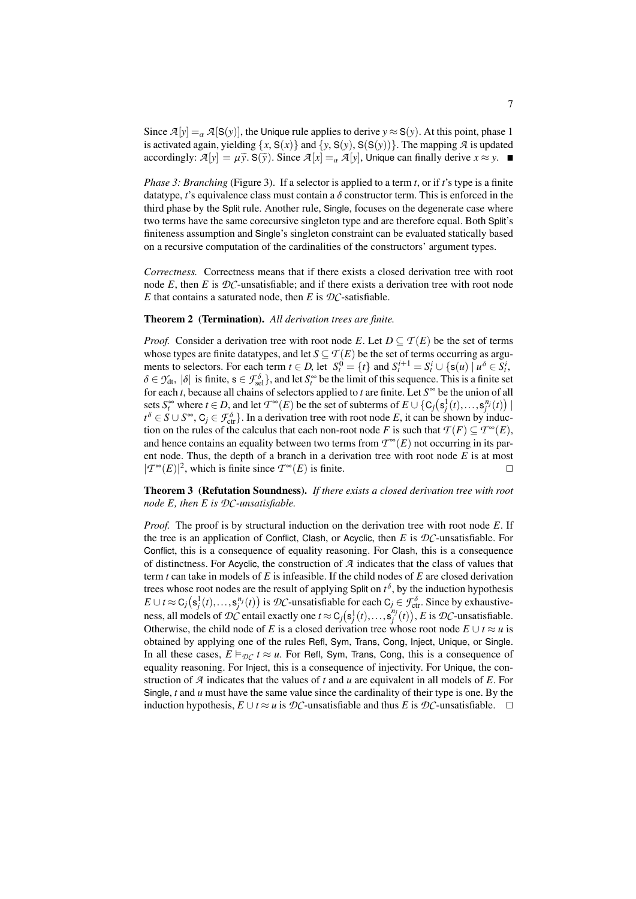Since $\mathcal{A}[y] =_\alpha \mathcal{A}[\mathsf{S}(y)]$, the Unique rule applies to derive $y \approx \mathsf{S}(y)$. At this point, phase 1 is activated again, yielding $\{x, \mathsf{S}(x)\}$ and $\{y, \mathsf{S}(y), \mathsf{S}(\mathsf{S}(y))\}$. The mapping $\mathcal{A}$ is updated accordingly: $\mathcal{A}[y] = \mu\widetilde{y}.\, \mathsf{S}(\widetilde{y})$. Since $\mathcal{A}[x] =_\alpha \mathcal{A}[y]$, Unique can finally derive $x \approx y$. ■

*Phase 3: Branching* (Figure 3). If a selector is applied to a term $t$, or if $t$'s type is a finite datatype, $t$'s equivalence class must contain a $\delta$ constructor term. This is enforced in the third phase by the Split rule. Another rule, Single, focuses on the degenerate case where two terms have the same corecursive singleton type and are therefore equal. Both Split's finiteness assumption and Single's singleton constraint can be evaluated statically based on a recursive computation of the cardinalities of the constructors' argument types.

*Correctness.* Correctness means that if there exists a closed derivation tree with root node $E$, then $E$ is $\mathcal{DC}$-unsatisfiable; and if there exists a derivation tree with root node $E$ that contains a saturated node, then $E$ is $\mathcal{DC}$-satisfiable.

**Theorem 2 (Termination).** *All derivation trees are finite.*

*Proof.* Consider a derivation tree with root node $E$. Let $D \subseteq \mathcal{T}(E)$ be the set of terms whose types are finite datatypes, and let $S \subseteq \mathcal{T}(E)$ be the set of terms occurring as arguments to selectors. For each term $t \in D$, let $S_t^0 = \{t\}$ and $S_t^{i+1} = S_t^i \cup \{\mathsf{s}(u) \mid u^\delta \in S_t^i,$ $\delta \in \mathcal{Y}_{\mathrm{dt}},\ |\delta|$ is finite, $\mathsf{s} \in \mathcal{F}_{\mathrm{sel}}^\delta\}$, and let $S_t^\infty$ be the limit of this sequence. This is a finite set for each $t$, because all chains of selectors applied to $t$ are finite. Let $S^\infty$ be the union of all sets $S_t^\infty$ where $t \in D$, and let $\mathcal{T}^\infty(E)$ be the set of subterms of $E \cup \{\mathsf{C}_j\big(\mathsf{s}_j^1(t), \ldots, \mathsf{s}_j^{n_j}(t)\big) \mid t^\delta \in S \cup S^\infty,\ \mathsf{C}_j \in \mathcal{F}_{\mathrm{ctr}}^\delta\}$. In a derivation tree with root node $E$, it can be shown by induction on the rules of the calculus that each non-root node $F$ is such that $\mathcal{T}(F) \subseteq \mathcal{T}^\infty(E)$, and hence contains an equality between two terms from $\mathcal{T}^\infty(E)$ not occurring in its parent node. Thus, the depth of a branch in a derivation tree with root node $E$ is at most $|\mathcal{T}^\infty(E)|^2$, which is finite since $\mathcal{T}^\infty(E)$ is finite. □

**Theorem 3 (Refutation Soundness).** *If there exists a closed derivation tree with root node $E$, then $E$ is $\mathcal{DC}$-unsatisfiable.*

*Proof.* The proof is by structural induction on the derivation tree with root node $E$. If the tree is an application of Conflict, Clash, or Acyclic, then $E$ is $\mathcal{DC}$-unsatisfiable. For Conflict, this is a consequence of equality reasoning. For Clash, this is a consequence of distinctness. For Acyclic, the construction of $\mathcal{A}$ indicates that the class of values that term $t$ can take in models of $E$ is infeasible. If the child nodes of $E$ are closed derivation trees whose root nodes are the result of applying Split on $t^\delta$, by the induction hypothesis $E \cup t \approx \mathsf{C}_j\big(\mathsf{s}_j^1(t), \ldots, \mathsf{s}_j^{n_j}(t)\big)$ is $\mathcal{DC}$-unsatisfiable for each $\mathsf{C}_j \in \mathcal{F}_{\mathrm{ctr}}^\delta$. Since by exhaustiveness, all models of $\mathcal{DC}$ entail exactly one $t \approx \mathsf{C}_j\big(\mathsf{s}_j^1(t), \ldots, \mathsf{s}_j^{n_j}(t)\big)$, $E$ is $\mathcal{DC}$-unsatisfiable. Otherwise, the child node of $E$ is a closed derivation tree whose root node $E \cup t \approx u$ is obtained by applying one of the rules Refl, Sym, Trans, Cong, Inject, Unique, or Single. In all these cases, $E \vDash_{\mathcal{DC}} t \approx u$. For Refl, Sym, Trans, Cong, this is a consequence of equality reasoning. For Inject, this is a consequence of injectivity. For Unique, the construction of $\mathcal{A}$ indicates that the values of $t$ and $u$ are equivalent in all models of $E$. For Single, $t$ and $u$ must have the same value since the cardinality of their type is one. By the induction hypothesis, $E \cup t \approx u$ is $\mathcal{DC}$-unsatisfiable and thus $E$ is $\mathcal{DC}$-unsatisfiable. □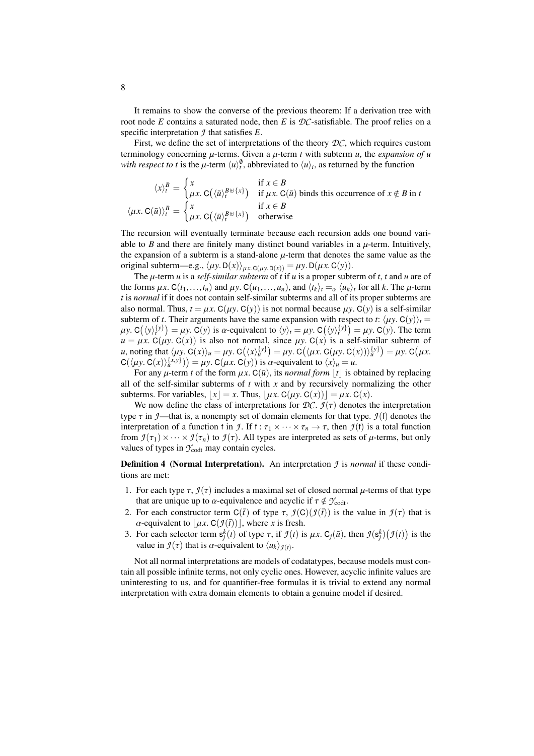It remains to show the converse of the previous theorem: If a derivation tree with root node $E$ contains a saturated node, then $E$ is $\mathcal{DC}$-satisfiable. The proof relies on a specific interpretation $\mathcal{I}$ that satisfies $E$.

First, we define the set of interpretations of the theory $\mathcal{DC}$, which requires custom terminology concerning $\mu$-terms. Given a $\mu$-term $t$ with subterm $u$, the *expansion of $u$ with respect to $t$* is the $\mu$-term $\langle u \rangle_t^{\emptyset}$, abbreviated to $\langle u \rangle_t$, as returned by the function

$$\langle x \rangle_t^B = \begin{cases} x & \text{if } x \in B \\ \mu x.\, \mathsf{C}\big(\langle \bar{u} \rangle_t^{B \uplus \{x\}}\big) & \text{if } \mu x.\, \mathsf{C}(\bar{u}) \text{ binds this occurrence of } x \notin B \text{ in } t \end{cases}$$

$$\langle \mu x.\, \mathsf{C}(\bar{u}) \rangle_t^B = \begin{cases} x & \text{if } x \in B \\ \mu x.\, \mathsf{C}\big(\langle \bar{u} \rangle_t^{B \uplus \{x\}}\big) & \text{otherwise} \end{cases}$$

The recursion will eventually terminate because each recursion adds one bound variable to $B$ and there are finitely many distinct bound variables in a $\mu$-term. Intuitively, the expansion of a subterm is a stand-alone $\mu$-term that denotes the same value as the original subterm—e.g., $\langle \mu y.\, \mathsf{D}(x) \rangle_{\mu x.\, \mathsf{C}(\mu y.\, \mathsf{D}(x))} = \mu y.\, \mathsf{D}(\mu x.\, \mathsf{C}(y))$.

The $\mu$-term $u$ is a *self-similar subterm* of $t$ if $u$ is a proper subterm of $t$, $t$ and $u$ are of the forms $\mu x.\, \mathsf{C}(t_1, \ldots, t_n)$ and $\mu y.\, \mathsf{C}(u_1, \ldots, u_n)$, and $\langle t_k \rangle_t =_\alpha \langle u_k \rangle_t$ for all $k$. The $\mu$-term $t$ is *normal* if it does not contain self-similar subterms and all of its proper subterms are also normal. Thus, $t = \mu x.\, \mathsf{C}(\mu y.\, \mathsf{C}(y))$ is not normal because $\mu y.\, \mathsf{C}(y)$ is a self-similar subterm of $t$. Their arguments have the same expansion with respect to $t$: $\langle \mu y.\, \mathsf{C}(y) \rangle_t = \mu y.\, \mathsf{C}\big(\langle y \rangle_t^{\{y\}}\big) = \mu y.\, \mathsf{C}(y)$ is $\alpha$-equivalent to $\langle y \rangle_t = \mu y.\, \mathsf{C}\big(\langle y \rangle_t^{\{y\}}\big) = \mu y.\, \mathsf{C}(y)$. The term $u = \mu x.\, \mathsf{C}(\mu y.\, \mathsf{C}(x))$ is also not normal, since $\mu y.\, \mathsf{C}(x)$ is a self-similar subterm of $u$, noting that $\langle \mu y.\, \mathsf{C}(x) \rangle_u = \mu y.\, \mathsf{C}\big(\langle x \rangle_u^{\{y\}}\big) = \mu y.\, \mathsf{C}\big(\langle \mu x.\, \mathsf{C}(\mu y.\, \mathsf{C}(x)) \rangle_u^{\{y\}}\big) = \mu y.\, \mathsf{C}\big(\mu x.\, \mathsf{C}(\langle \mu y.\, \mathsf{C}(x) \rangle_u^{\{x,y\}})\big) = \mu y.\, \mathsf{C}(\mu x.\, \mathsf{C}(y))$ is $\alpha$-equivalent to $\langle x \rangle_u = u$.

For any $\mu$-term $t$ of the form $\mu x.\, \mathsf{C}(\bar{u})$, its *normal form* $\lfloor t \rfloor$ is obtained by replacing all of the self-similar subterms of $t$ with $x$ and by recursively normalizing the other subterms. For variables, $\lfloor x \rfloor = x$. Thus, $\lfloor \mu x.\, \mathsf{C}(\mu y.\, \mathsf{C}(x)) \rfloor = \mu x.\, \mathsf{C}(x)$.

We now define the class of interpretations for $\mathcal{DC}$. $\mathcal{I}(\tau)$ denotes the interpretation type $\tau$ in $\mathcal{I}$—that is, a nonempty set of domain elements for that type. $\mathcal{I}(\mathsf{f})$ denotes the interpretation of a function $\mathsf{f}$ in $\mathcal{I}$. If $\mathsf{f} : \tau_1 \times \cdots \times \tau_n \to \tau$, then $\mathcal{I}(\mathsf{f})$ is a total function from $\mathcal{I}(\tau_1) \times \cdots \times \mathcal{I}(\tau_n)$ to $\mathcal{I}(\tau)$. All types are interpreted as sets of $\mu$-terms, but only values of types in $\mathcal{Y}_{\text{codt}}$ may contain cycles.

**Definition 4 (Normal Interpretation).** An interpretation $\mathcal{I}$ is *normal* if these conditions are met:

1. For each type $\tau$, $\mathcal{I}(\tau)$ includes a maximal set of closed normal $\mu$-terms of that type that are unique up to $\alpha$-equivalence and acyclic if $\tau \notin \mathcal{Y}_{\text{codt}}$.
2. For each constructor term $\mathsf{C}(\bar{t})$ of type $\tau$, $\mathcal{I}(\mathsf{C})(\mathcal{I}(\bar{t}))$ is the value in $\mathcal{I}(\tau)$ that is $\alpha$-equivalent to $\lfloor \mu x.\, \mathsf{C}(\mathcal{I}(\bar{t})) \rfloor$, where $x$ is fresh.
3. For each selector term $\mathsf{s}_j^k(t)$ of type $\tau$, if $\mathcal{I}(t)$ is $\mu x.\, \mathsf{C}_j(\bar{u})$, then $\mathcal{I}(\mathsf{s}_j^k)\big(\mathcal{I}(t)\big)$ is the value in $\mathcal{I}(\tau)$ that is $\alpha$-equivalent to $\langle u_k \rangle_{\mathcal{I}(t)}$.

Not all normal interpretations are models of codatatypes, because models must contain all possible infinite terms, not only cyclic ones. However, acyclic infinite values are uninteresting to us, and for quantifier-free formulas it is trivial to extend any normal interpretation with extra domain elements to obtain a genuine model if desired.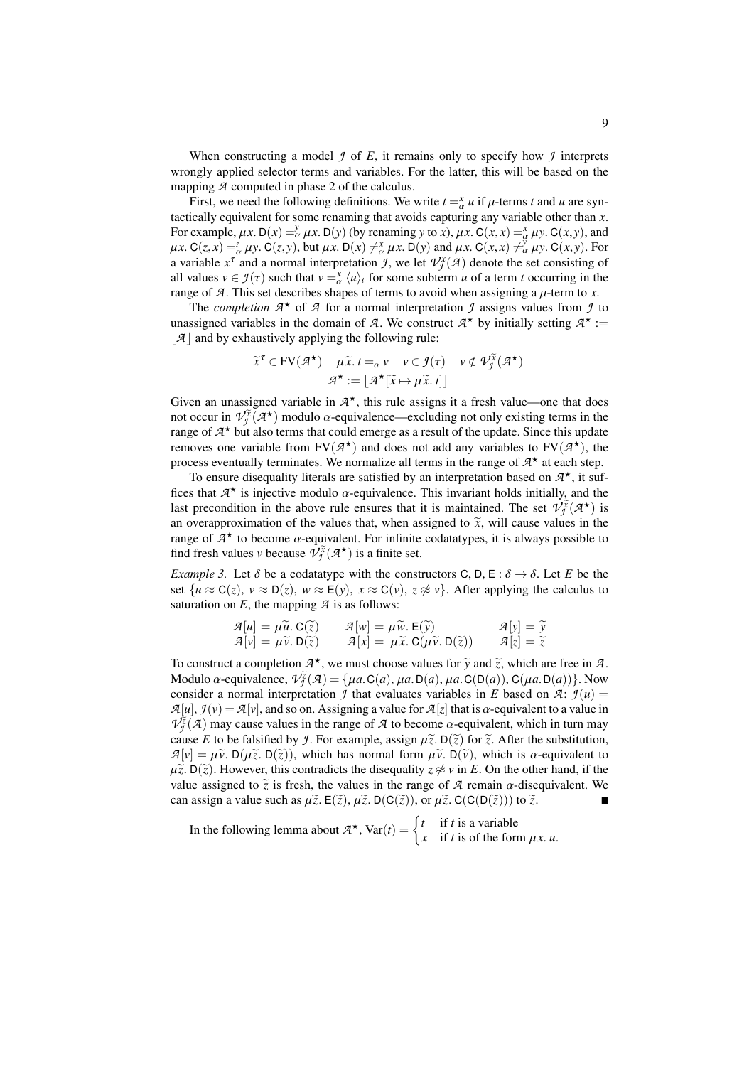When constructing a model $\mathcal{J}$ of $E$, it remains only to specify how $\mathcal{J}$ interprets wrongly applied selector terms and variables. For the latter, this will be based on the mapping $\mathcal{A}$ computed in phase 2 of the calculus.

First, we need the following definitions. We write $t =_\alpha^x u$ if $\mu$-terms $t$ and $u$ are syntactically equivalent for some renaming that avoids capturing any variable other than $x$. For example, $\mu x.\,\mathsf{D}(x) =_\alpha^y \mu x.\,\mathsf{D}(y)$ (by renaming $y$ to $x$), $\mu x.\,\mathsf{C}(x,x) =_\alpha^x \mu y.\,\mathsf{C}(x,y)$, and $\mu x.\,\mathsf{C}(z,x) =_\alpha^z \mu y.\,\mathsf{C}(z,y)$, but $\mu x.\,\mathsf{D}(x) \neq_\alpha^x \mu x.\,\mathsf{D}(y)$ and $\mu x.\,\mathsf{C}(x,x) \neq_\alpha^y \mu y.\,\mathsf{C}(x,y)$. For a variable $x^\tau$ and a normal interpretation $\mathcal{J}$, we let $\mathcal{V}_\mathcal{J}^x(\mathcal{A})$ denote the set consisting of all values $v \in \mathcal{J}(\tau)$ such that $v =_\alpha^x \langle u \rangle_t$ for some subterm $u$ of a term $t$ occurring in the range of $\mathcal{A}$. This set describes shapes of terms to avoid when assigning a $\mu$-term to $x$.

The *completion* $\mathcal{A}^\star$ of $\mathcal{A}$ for a normal interpretation $\mathcal{J}$ assigns values from $\mathcal{J}$ to unassigned variables in the domain of $\mathcal{A}$. We construct $\mathcal{A}^\star$ by initially setting $\mathcal{A}^\star := \lfloor \mathcal{A} \rfloor$ and by exhaustively applying the following rule:

$$\frac{\widetilde{x}^\tau \in \mathrm{FV}(\mathcal{A}^\star) \quad \mu\widetilde{x}.\,t =_\alpha v \quad v \in \mathcal{J}(\tau) \quad v \notin \mathcal{V}_\mathcal{J}^{\widetilde{x}}(\mathcal{A}^\star)}{\mathcal{A}^\star := \lfloor \mathcal{A}^\star[\widetilde{x} \mapsto \mu\widetilde{x}.\,t] \rfloor}$$

Given an unassigned variable in $\mathcal{A}^\star$, this rule assigns it a fresh value—one that does not occur in $\mathcal{V}_\mathcal{J}^{\widetilde{x}}(\mathcal{A}^\star)$ modulo $\alpha$-equivalence—excluding not only existing terms in the range of $\mathcal{A}^\star$ but also terms that could emerge as a result of the update. Since this update removes one variable from $\mathrm{FV}(\mathcal{A}^\star)$ and does not add any variables to $\mathrm{FV}(\mathcal{A}^\star)$, the process eventually terminates. We normalize all terms in the range of $\mathcal{A}^\star$ at each step.

To ensure disequality literals are satisfied by an interpretation based on $\mathcal{A}^\star$, it suffices that $\mathcal{A}^\star$ is injective modulo $\alpha$-equivalence. This invariant holds initially, and the last precondition in the above rule ensures that it is maintained. The set $\mathcal{V}_\mathcal{J}^{\widetilde{x}}(\mathcal{A}^\star)$ is an overapproximation of the values that, when assigned to $\widetilde{x}$, will cause values in the range of $\mathcal{A}^\star$ to become $\alpha$-equivalent. For infinite codatatypes, it is always possible to find fresh values $v$ because $\mathcal{V}_\mathcal{J}^{\widetilde{x}}(\mathcal{A}^\star)$ is a finite set.

*Example 3.* Let $\delta$ be a codatatype with the constructors $\mathsf{C}, \mathsf{D}, \mathsf{E} : \delta \to \delta$. Let $E$ be the set $\{u \approx \mathsf{C}(z),\ v \approx \mathsf{D}(z),\ w \approx \mathsf{E}(y),\ x \approx \mathsf{C}(v),\ z \not\approx v\}$. After applying the calculus to saturation on $E$, the mapping $\mathcal{A}$ is as follows:

$$\begin{array}{lll} \mathcal{A}[u] = \mu\widetilde{u}.\,\mathsf{C}(\widetilde{z}) & \mathcal{A}[w] = \mu\widetilde{w}.\,\mathsf{E}(\widetilde{y}) & \mathcal{A}[y] = \widetilde{y} \\ \mathcal{A}[v] = \mu\widetilde{v}.\,\mathsf{D}(\widetilde{z}) & \mathcal{A}[x] = \mu\widetilde{x}.\,\mathsf{C}(\mu\widetilde{v}.\,\mathsf{D}(\widetilde{z})) & \mathcal{A}[z] = \widetilde{z} \end{array}$$

To construct a completion $\mathcal{A}^\star$, we must choose values for $\widetilde{y}$ and $\widetilde{z}$, which are free in $\mathcal{A}$. Modulo $\alpha$-equivalence, $\mathcal{V}_\mathcal{J}^{\widetilde{z}}(\mathcal{A}) = \{\mu a.\,\mathsf{C}(a),\ \mu a.\,\mathsf{D}(a),\ \mu a.\,\mathsf{C}(\mathsf{D}(a)),\ \mathsf{C}(\mu a.\,\mathsf{D}(a))\}$. Now consider a normal interpretation $\mathcal{J}$ that evaluates variables in $E$ based on $\mathcal{A}$: $\mathcal{J}(u) = \mathcal{A}[u]$, $\mathcal{J}(v) = \mathcal{A}[v]$, and so on. Assigning a value for $\mathcal{A}[z]$ that is $\alpha$-equivalent to a value in $\mathcal{V}_\mathcal{J}^{\widetilde{z}}(\mathcal{A})$ may cause values in the range of $\mathcal{A}$ to become $\alpha$-equivalent, which in turn may cause $E$ to be falsified by $\mathcal{J}$. For example, assign $\mu\widetilde{z}.\,\mathsf{D}(\widetilde{z})$ for $\widetilde{z}$. After the substitution, $\mathcal{A}[v] = \mu\widetilde{v}.\,\mathsf{D}(\mu\widetilde{z}.\,\mathsf{D}(\widetilde{z}))$, which has normal form $\mu\widetilde{v}.\,\mathsf{D}(\widetilde{v})$, which is $\alpha$-equivalent to $\mu\widetilde{z}.\,\mathsf{D}(\widetilde{z})$. However, this contradicts the disequality $z \not\approx v$ in $E$. On the other hand, if the value assigned to $\widetilde{z}$ is fresh, the values in the range of $\mathcal{A}$ remain $\alpha$-disequivalent. We can assign a value such as $\mu\widetilde{z}.\,\mathsf{E}(\widetilde{z})$, $\mu\widetilde{z}.\,\mathsf{D}(\mathsf{C}(\widetilde{z}))$, or $\mu\widetilde{z}.\,\mathsf{C}(\mathsf{C}(\mathsf{D}(\widetilde{z})))$ to $\widetilde{z}$. ∎

In the following lemma about $\mathcal{A}^\star$, $\mathrm{Var}(t) = \begin{cases} t & \text{if } t \text{ is a variable} \\ x & \text{if } t \text{ is of the form } \mu x.\,u. \end{cases}$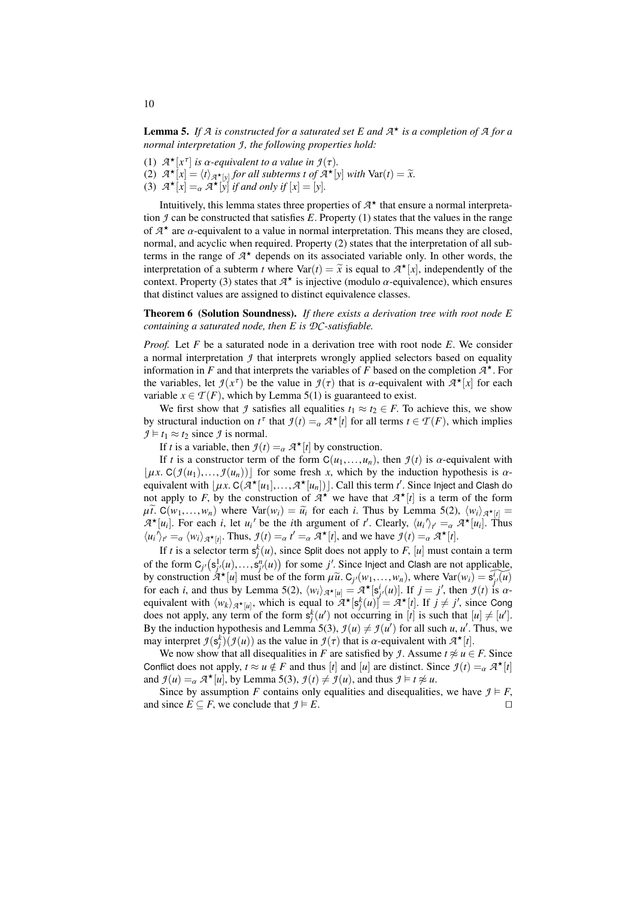**Lemma 5.** *If $\mathcal{A}$ is constructed for a saturated set $E$ and $\mathcal{A}^\star$ is a completion of $\mathcal{A}$ for a normal interpretation $\mathcal{I}$, the following properties hold:*

(1) $\mathcal{A}^\star[x^\tau]$ *is $\alpha$-equivalent to a value in $\mathcal{I}(\tau)$.*
(2) $\mathcal{A}^\star[x] = \langle t \rangle_{\mathcal{A}^\star[y]}$ *for all subterms $t$ of $\mathcal{A}^\star[y]$ with $\mathrm{Var}(t) = \widetilde{x}$.*
(3) $\mathcal{A}^\star[x] =_\alpha \mathcal{A}^\star[y]$ *if and only if $[x] = [y]$.*

Intuitively, this lemma states three properties of $\mathcal{A}^\star$ that ensure a normal interpretation $\mathcal{I}$ can be constructed that satisfies $E$. Property (1) states that the values in the range of $\mathcal{A}^\star$ are $\alpha$-equivalent to a value in normal interpretation. This means they are closed, normal, and acyclic when required. Property (2) states that the interpretation of all subterms in the range of $\mathcal{A}^\star$ depends on its associated variable only. In other words, the interpretation of a subterm $t$ where $\mathrm{Var}(t) = \widetilde{x}$ is equal to $\mathcal{A}^\star[x]$, independently of the context. Property (3) states that $\mathcal{A}^\star$ is injective (modulo $\alpha$-equivalence), which ensures that distinct values are assigned to distinct equivalence classes.

**Theorem 6 (Solution Soundness).** *If there exists a derivation tree with root node $E$ containing a saturated node, then $E$ is $\mathcal{DC}$-satisfiable.*

*Proof.* Let $F$ be a saturated node in a derivation tree with root node $E$. We consider a normal interpretation $\mathcal{I}$ that interprets wrongly applied selectors based on equality information in $F$ and that interprets the variables of $F$ based on the completion $\mathcal{A}^\star$. For the variables, let $\mathcal{I}(x^\tau)$ be the value in $\mathcal{I}(\tau)$ that is $\alpha$-equivalent with $\mathcal{A}^\star[x]$ for each variable $x \in \mathcal{T}(F)$, which by Lemma 5(1) is guaranteed to exist.

We first show that $\mathcal{I}$ satisfies all equalities $t_1 \approx t_2 \in F$. To achieve this, we show by structural induction on $t^\tau$ that $\mathcal{I}(t) =_\alpha \mathcal{A}^\star[t]$ for all terms $t \in \mathcal{T}(F)$, which implies $\mathcal{I} \models t_1 \approx t_2$ since $\mathcal{I}$ is normal.

If $t$ is a variable, then $\mathcal{I}(t) =_\alpha \mathcal{A}^\star[t]$ by construction.

If $t$ is a constructor term of the form $\mathsf{C}(u_1,\ldots,u_n)$, then $\mathcal{I}(t)$ is $\alpha$-equivalent with $\lfloor \mu x.\, \mathsf{C}(\mathcal{I}(u_1),\ldots,\mathcal{I}(u_n)) \rfloor$ for some fresh $x$, which by the induction hypothesis is $\alpha$-equivalent with $\lfloor \mu x.\, \mathsf{C}(\mathcal{A}^\star[u_1],\ldots,\mathcal{A}^\star[u_n]) \rfloor$. Call this term $t'$. Since Inject and Clash do not apply to $F$, by the construction of $\mathcal{A}^\star$ we have that $\mathcal{A}^\star[t]$ is a term of the form $\mu\widetilde{t}.\, \mathsf{C}(w_1,\ldots,w_n)$ where $\mathrm{Var}(w_i) = \widetilde{u}_i$ for each $i$. Thus by Lemma 5(2), $\langle w_i \rangle_{\mathcal{A}^\star[t]} = \mathcal{A}^\star[u_i]$. For each $i$, let $u_i{}'$ be the $i$th argument of $t'$. Clearly, $\langle u_i{}' \rangle_{t'} =_\alpha \mathcal{A}^\star[u_i]$. Thus $\langle u_i{}' \rangle_{t'} =_\alpha \langle w_i \rangle_{\mathcal{A}^\star[t]}$. Thus, $\mathcal{I}(t) =_\alpha t' =_\alpha \mathcal{A}^\star[t]$, and we have $\mathcal{I}(t) =_\alpha \mathcal{A}^\star[t]$.

If $t$ is a selector term $\mathsf{s}^k_j(u)$, since Split does not apply to $F$, $[u]$ must contain a term of the form $\mathsf{C}_{j'}\big(\mathsf{s}^1_{j'}(u),\ldots,\mathsf{s}^n_{j'}(u)\big)$ for some $j'$. Since Inject and Clash are not applicable, by construction $\mathcal{A}^\star[u]$ must be of the form $\mu\widetilde{u}.\, \mathsf{C}_{j'}(w_1,\ldots,w_n)$, where $\mathrm{Var}(w_i) = \widetilde{\mathsf{s}^i_{j'}(u)}$ for each $i$, and thus by Lemma 5(2), $\langle w_i \rangle_{\mathcal{A}^\star[u]} = \mathcal{A}^\star[\mathsf{s}^i_{j'}(u)]$. If $j = j'$, then $\mathcal{I}(t)$ is $\alpha$-equivalent with $\langle w_k \rangle_{\mathcal{A}^\star[u]}$, which is equal to $\mathcal{A}^\star[\mathsf{s}^k_j(u)] = \mathcal{A}^\star[t]$. If $j \neq j'$, since Cong does not apply, any term of the form $\mathsf{s}^k_j(u')$ not occurring in $[t]$ is such that $[u] \neq [u']$. By the induction hypothesis and Lemma 5(3), $\mathcal{I}(u) \neq \mathcal{I}(u')$ for all such $u$, $u'$. Thus, we may interpret $\mathcal{I}(\mathsf{s}^k_j)(\mathcal{I}(u))$ as the value in $\mathcal{I}(\tau)$ that is $\alpha$-equivalent with $\mathcal{A}^\star[t]$.

We now show that all disequalities in $F$ are satisfied by $\mathcal{I}$. Assume $t \not\approx u \in F$. Since Conflict does not apply, $t \approx u \notin F$ and thus $[t]$ and $[u]$ are distinct. Since $\mathcal{I}(t) =_\alpha \mathcal{A}^\star[t]$ and $\mathcal{I}(u) =_\alpha \mathcal{A}^\star[u]$, by Lemma 5(3), $\mathcal{I}(t) \neq \mathcal{I}(u)$, and thus $\mathcal{I} \models t \not\approx u$.

Since by assumption $F$ contains only equalities and disequalities, we have $\mathcal{I} \models F$, and since $E \subseteq F$, we conclude that $\mathcal{I} \models E$. $\square$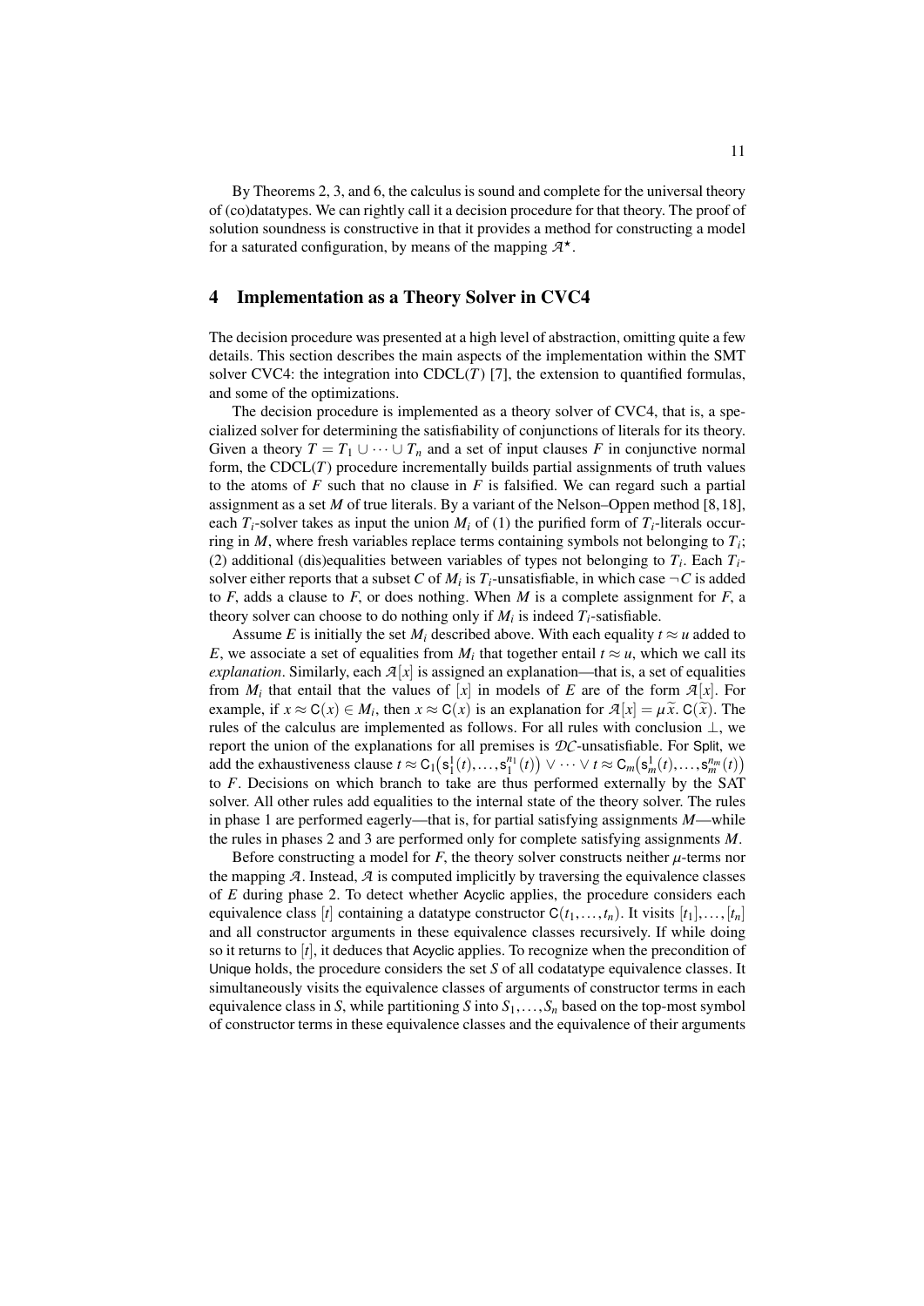By Theorems 2, 3, and 6, the calculus is sound and complete for the universal theory of (co)datatypes. We can rightly call it a decision procedure for that theory. The proof of solution soundness is constructive in that it provides a method for constructing a model for a saturated configuration, by means of the mapping $\mathcal{A}^\star$.

## 4 Implementation as a Theory Solver in CVC4

The decision procedure was presented at a high level of abstraction, omitting quite a few details. This section describes the main aspects of the implementation within the SMT solver CVC4: the integration into CDCL($T$) [7], the extension to quantified formulas, and some of the optimizations.

The decision procedure is implemented as a theory solver of CVC4, that is, a specialized solver for determining the satisfiability of conjunctions of literals for its theory. Given a theory $T = T_1 \cup \cdots \cup T_n$ and a set of input clauses $F$ in conjunctive normal form, the CDCL($T$) procedure incrementally builds partial assignments of truth values to the atoms of $F$ such that no clause in $F$ is falsified. We can regard such a partial assignment as a set $M$ of true literals. By a variant of the Nelson–Oppen method [8,18], each $T_i$-solver takes as input the union $M_i$ of (1) the purified form of $T_i$-literals occurring in $M$, where fresh variables replace terms containing symbols not belonging to $T_i$; (2) additional (dis)equalities between variables of types not belonging to $T_i$. Each $T_i$-solver either reports that a subset $C$ of $M_i$ is $T_i$-unsatisfiable, in which case $\neg C$ is added to $F$, adds a clause to $F$, or does nothing. When $M$ is a complete assignment for $F$, a theory solver can choose to do nothing only if $M_i$ is indeed $T_i$-satisfiable.

Assume $E$ is initially the set $M_i$ described above. With each equality $t \approx u$ added to $E$, we associate a set of equalities from $M_i$ that together entail $t \approx u$, which we call its *explanation*. Similarly, each $\mathcal{A}[x]$ is assigned an explanation—that is, a set of equalities from $M_i$ that entail that the values of $[x]$ in models of $E$ are of the form $\mathcal{A}[x]$. For example, if $x \approx \mathsf{C}(x) \in M_i$, then $x \approx \mathsf{C}(x)$ is an explanation for $\mathcal{A}[x] = \mu\,\widetilde{x}.\ \mathsf{C}(\widetilde{x})$. The rules of the calculus are implemented as follows. For all rules with conclusion $\bot$, we report the union of the explanations for all premises is $\mathcal{DC}$-unsatisfiable. For Split, we add the exhaustiveness clause $t \approx \mathsf{C}_1\big(\mathsf{s}_1^1(t),\ldots,\mathsf{s}_1^{n_1}(t)\big) \vee \cdots \vee t \approx \mathsf{C}_m\big(\mathsf{s}_m^1(t),\ldots,\mathsf{s}_m^{n_m}(t)\big)$ to $F$. Decisions on which branch to take are thus performed externally by the SAT solver. All other rules add equalities to the internal state of the theory solver. The rules in phase 1 are performed eagerly—that is, for partial satisfying assignments $M$—while the rules in phases 2 and 3 are performed only for complete satisfying assignments $M$.

Before constructing a model for $F$, the theory solver constructs neither $\mu$-terms nor the mapping $\mathcal{A}$. Instead, $\mathcal{A}$ is computed implicitly by traversing the equivalence classes of $E$ during phase 2. To detect whether Acyclic applies, the procedure considers each equivalence class $[t]$ containing a datatype constructor $\mathsf{C}(t_1,\ldots,t_n)$. It visits $[t_1],\ldots,[t_n]$ and all constructor arguments in these equivalence classes recursively. If while doing so it returns to $[t]$, it deduces that Acyclic applies. To recognize when the precondition of Unique holds, the procedure considers the set $S$ of all codatatype equivalence classes. It simultaneously visits the equivalence classes of arguments of constructor terms in each equivalence class in $S$, while partitioning $S$ into $S_1,\ldots,S_n$ based on the top-most symbol of constructor terms in these equivalence classes and the equivalence of their arguments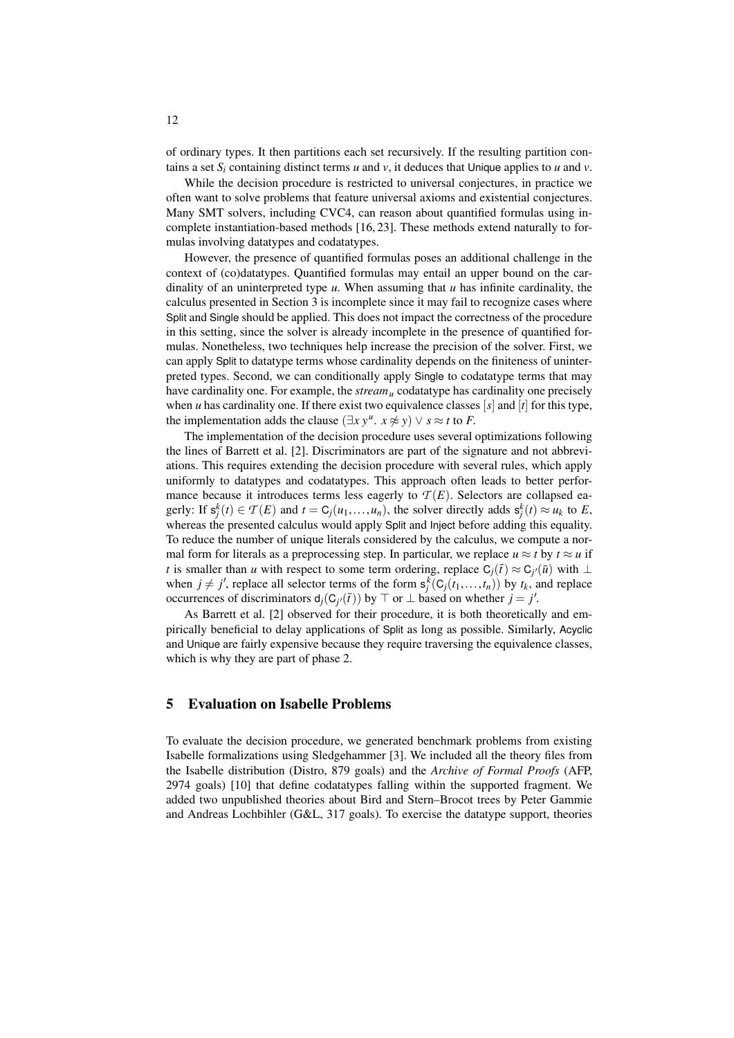of ordinary types. It then partitions each set recursively. If the resulting partition contains a set $S_i$ containing distinct terms $u$ and $v$, it deduces that Unique applies to $u$ and $v$.

While the decision procedure is restricted to universal conjectures, in practice we often want to solve problems that feature universal axioms and existential conjectures. Many SMT solvers, including CVC4, can reason about quantified formulas using incomplete instantiation-based methods [16, 23]. These methods extend naturally to formulas involving datatypes and codatatypes.

However, the presence of quantified formulas poses an additional challenge in the context of (co)datatypes. Quantified formulas may entail an upper bound on the cardinality of an uninterpreted type $u$. When assuming that $u$ has infinite cardinality, the calculus presented in Section 3 is incomplete since it may fail to recognize cases where Split and Single should be applied. This does not impact the correctness of the procedure in this setting, since the solver is already incomplete in the presence of quantified formulas. Nonetheless, two techniques help increase the precision of the solver. First, we can apply Split to datatype terms whose cardinality depends on the finiteness of uninterpreted types. Second, we can conditionally apply Single to codatatype terms that may have cardinality one. For example, the $stream_u$ codatatype has cardinality one precisely when $u$ has cardinality one. If there exist two equivalence classes $[s]$ and $[t]$ for this type, the implementation adds the clause $(\exists x\ y^u.\ x \not\approx y) \vee s \approx t$ to $F$.

The implementation of the decision procedure uses several optimizations following the lines of Barrett et al. [2]. Discriminators are part of the signature and not abbreviations. This requires extending the decision procedure with several rules, which apply uniformly to datatypes and codatatypes. This approach often leads to better performance because it introduces terms less eagerly to $\mathcal{T}(E)$. Selectors are collapsed eagerly: If $\mathsf{s}_j^k(t) \in \mathcal{T}(E)$ and $t = \mathsf{C}_j(u_1,\ldots,u_n)$, the solver directly adds $\mathsf{s}_j^k(t) \approx u_k$ to $E$, whereas the presented calculus would apply Split and Inject before adding this equality. To reduce the number of unique literals considered by the calculus, we compute a normal form for literals as a preprocessing step. In particular, we replace $u \approx t$ by $t \approx u$ if $t$ is smaller than $u$ with respect to some term ordering, replace $\mathsf{C}_j(\bar{t}) \approx \mathsf{C}_{j'}(\bar{u})$ with $\bot$ when $j \neq j'$, replace all selector terms of the form $\mathsf{s}_j^k(\mathsf{C}_j(t_1,\ldots,t_n))$ by $t_k$, and replace occurrences of discriminators $\mathsf{d}_j(\mathsf{C}_{j'}(\bar{t}))$ by $\top$ or $\bot$ based on whether $j = j'$.

As Barrett et al. [2] observed for their procedure, it is both theoretically and empirically beneficial to delay applications of Split as long as possible. Similarly, Acyclic and Unique are fairly expensive because they require traversing the equivalence classes, which is why they are part of phase 2.

## 5 Evaluation on Isabelle Problems

To evaluate the decision procedure, we generated benchmark problems from existing Isabelle formalizations using Sledgehammer [3]. We included all the theory files from the Isabelle distribution (Distro, 879 goals) and the *Archive of Formal Proofs* (AFP, 2974 goals) [10] that define codatatypes falling within the supported fragment. We added two unpublished theories about Bird and Stern–Brocot trees by Peter Gammie and Andreas Lochbihler (G&L, 317 goals). To exercise the datatype support, theories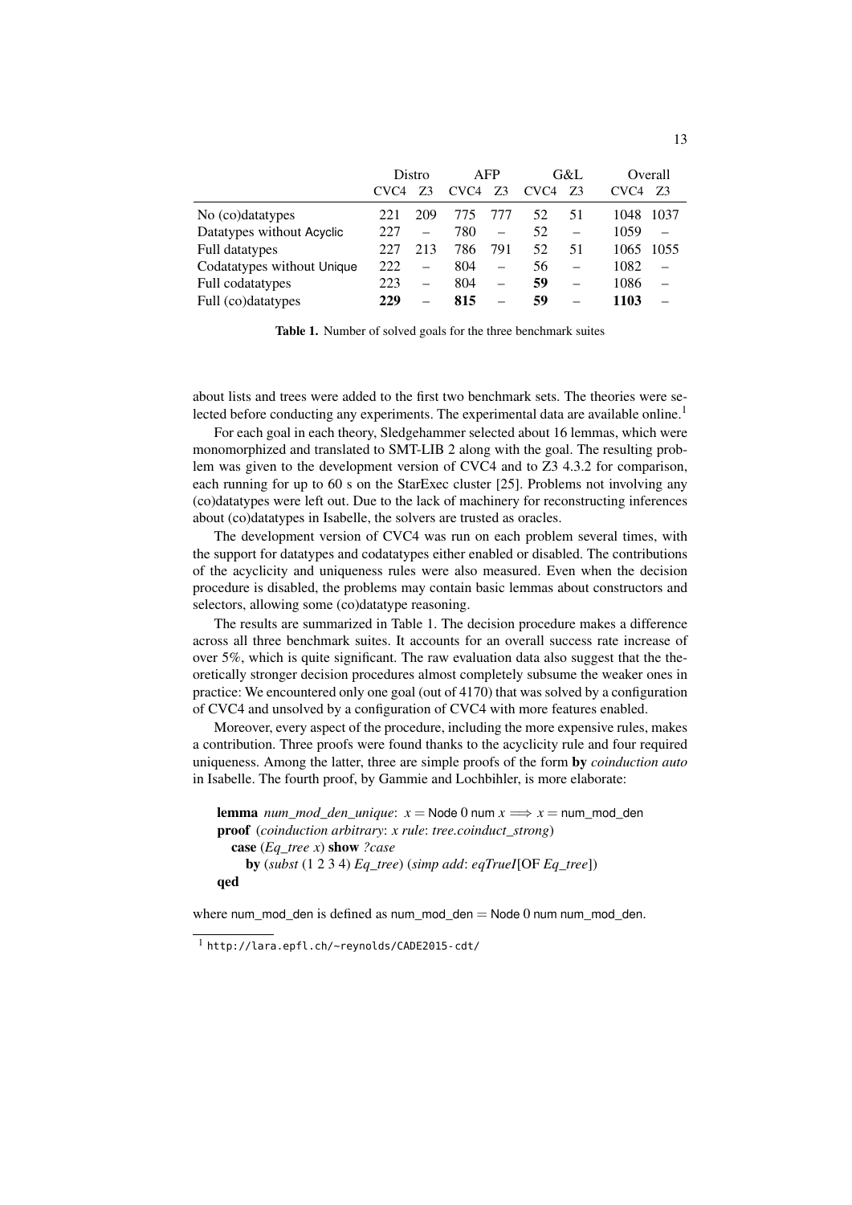| | Distro | | AFP | | G&L | | Overall | |
|---|---|---|---|---|---|---|---|---|
| | CVC4 | Z3 | CVC4 | Z3 | CVC4 | Z3 | CVC4 | Z3 |
| No (co)datatypes | 221 | 209 | 775 | 777 | 52 | 51 | 1048 | 1037 |
| Datatypes without Acyclic | 227 | – | 780 | – | 52 | – | 1059 | – |
| Full datatypes | 227 | 213 | 786 | 791 | 52 | 51 | 1065 | 1055 |
| Codatatypes without Unique | 222 | – | 804 | – | 56 | – | 1082 | – |
| Full codatatypes | 223 | – | 804 | – | **59** | – | 1086 | – |
| Full (co)datatypes | **229** | – | **815** | – | **59** | – | **1103** | – |

**Table 1.** Number of solved goals for the three benchmark suites

about lists and trees were added to the first two benchmark sets. The theories were selected before conducting any experiments. The experimental data are available online.[1]

For each goal in each theory, Sledgehammer selected about 16 lemmas, which were monomorphized and translated to SMT-LIB 2 along with the goal. The resulting problem was given to the development version of CVC4 and to Z3 4.3.2 for comparison, each running for up to 60 s on the StarExec cluster [25]. Problems not involving any (co)datatypes were left out. Due to the lack of machinery for reconstructing inferences about (co)datatypes in Isabelle, the solvers are trusted as oracles.

The development version of CVC4 was run on each problem several times, with the support for datatypes and codatatypes either enabled or disabled. The contributions of the acyclicity and uniqueness rules were also measured. Even when the decision procedure is disabled, the problems may contain basic lemmas about constructors and selectors, allowing some (co)datatype reasoning.

The results are summarized in Table 1. The decision procedure makes a difference across all three benchmark suites. It accounts for an overall success rate increase of over 5%, which is quite significant. The raw evaluation data also suggest that the theoretically stronger decision procedures almost completely subsume the weaker ones in practice: We encountered only one goal (out of 4170) that was solved by a configuration of CVC4 and unsolved by a configuration of CVC4 with more features enabled.

Moreover, every aspect of the procedure, including the more expensive rules, makes a contribution. Three proofs were found thanks to the acyclicity rule and four required uniqueness. Among the latter, three are simple proofs of the form **by** *coinduction auto* in Isabelle. The fourth proof, by Gammie and Lochbihler, is more elaborate:

**lemma** *num_mod_den_unique*: $x =$ Node 0 num $x \Longrightarrow x =$ num_mod_den
**proof** (*coinduction arbitrary*: *x rule*: *tree.coinduct_strong*)
  **case** (*Eq_tree x*) **show** *?case*
    **by** (*subst* (1 2 3 4) *Eq_tree*) (*simp add*: *eqTrueI*[OF *Eq_tree*])
**qed**

where num_mod_den is defined as num_mod_den = Node 0 num num_mod_den.

[1] http://lara.epfl.ch/~reynolds/CADE2015-cdt/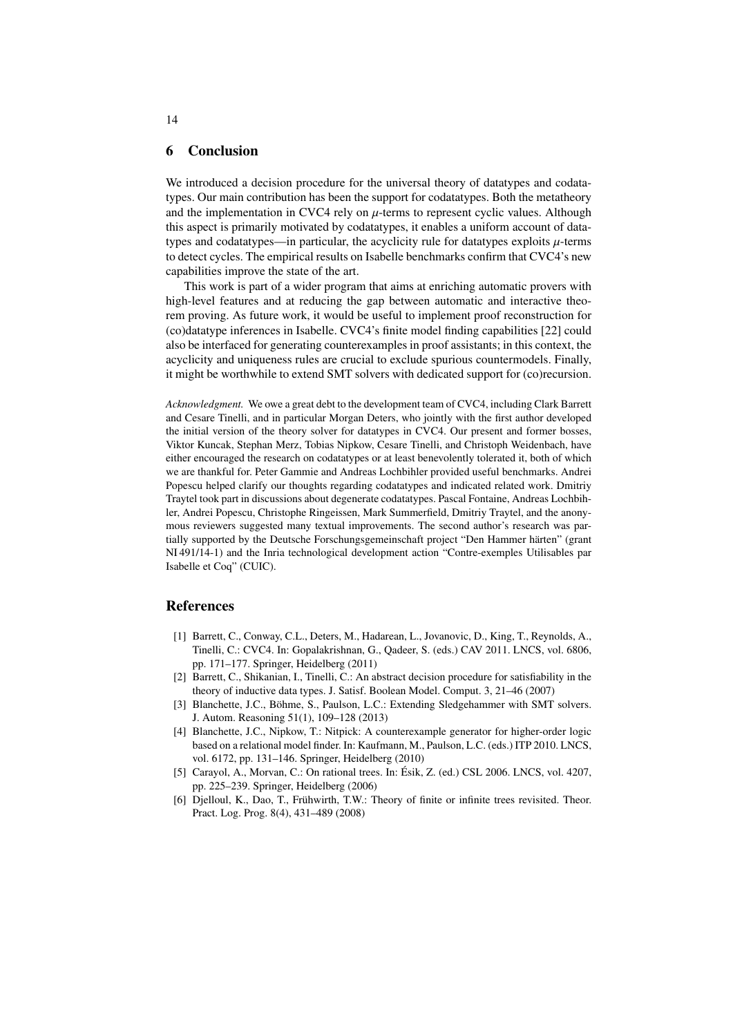## 6 Conclusion

We introduced a decision procedure for the universal theory of datatypes and codatatypes. Our main contribution has been the support for codatatypes. Both the metatheory and the implementation in CVC4 rely on $\mu$-terms to represent cyclic values. Although this aspect is primarily motivated by codatatypes, it enables a uniform account of datatypes and codatatypes—in particular, the acyclicity rule for datatypes exploits $\mu$-terms to detect cycles. The empirical results on Isabelle benchmarks confirm that CVC4's new capabilities improve the state of the art.

This work is part of a wider program that aims at enriching automatic provers with high-level features and at reducing the gap between automatic and interactive theorem proving. As future work, it would be useful to implement proof reconstruction for (co)datatype inferences in Isabelle. CVC4's finite model finding capabilities [22] could also be interfaced for generating counterexamples in proof assistants; in this context, the acyclicity and uniqueness rules are crucial to exclude spurious countermodels. Finally, it might be worthwhile to extend SMT solvers with dedicated support for (co)recursion.

*Acknowledgment.* We owe a great debt to the development team of CVC4, including Clark Barrett and Cesare Tinelli, and in particular Morgan Deters, who jointly with the first author developed the initial version of the theory solver for datatypes in CVC4. Our present and former bosses, Viktor Kuncak, Stephan Merz, Tobias Nipkow, Cesare Tinelli, and Christoph Weidenbach, have either encouraged the research on codatatypes or at least benevolently tolerated it, both of which we are thankful for. Peter Gammie and Andreas Lochbihler provided useful benchmarks. Andrei Popescu helped clarify our thoughts regarding codatatypes and indicated related work. Dmitriy Traytel took part in discussions about degenerate codatatypes. Pascal Fontaine, Andreas Lochbihler, Andrei Popescu, Christophe Ringeissen, Mark Summerfield, Dmitriy Traytel, and the anonymous reviewers suggested many textual improvements. The second author's research was partially supported by the Deutsche Forschungsgemeinschaft project "Den Hammer härten" (grant NI 491/14-1) and the Inria technological development action "Contre-exemples Utilisables par Isabelle et Coq" (CUIC).

## References

[1] Barrett, C., Conway, C.L., Deters, M., Hadarean, L., Jovanovic, D., King, T., Reynolds, A., Tinelli, C.: CVC4. In: Gopalakrishnan, G., Qadeer, S. (eds.) CAV 2011. LNCS, vol. 6806, pp. 171–177. Springer, Heidelberg (2011)

[2] Barrett, C., Shikanian, I., Tinelli, C.: An abstract decision procedure for satisfiability in the theory of inductive data types. J. Satisf. Boolean Model. Comput. 3, 21–46 (2007)

[3] Blanchette, J.C., Böhme, S., Paulson, L.C.: Extending Sledgehammer with SMT solvers. J. Autom. Reasoning 51(1), 109–128 (2013)

[4] Blanchette, J.C., Nipkow, T.: Nitpick: A counterexample generator for higher-order logic based on a relational model finder. In: Kaufmann, M., Paulson, L.C. (eds.) ITP 2010. LNCS, vol. 6172, pp. 131–146. Springer, Heidelberg (2010)

[5] Carayol, A., Morvan, C.: On rational trees. In: Ésik, Z. (ed.) CSL 2006. LNCS, vol. 4207, pp. 225–239. Springer, Heidelberg (2006)

[6] Djelloul, K., Dao, T., Frühwirth, T.W.: Theory of finite or infinite trees revisited. Theor. Pract. Log. Prog. 8(4), 431–489 (2008)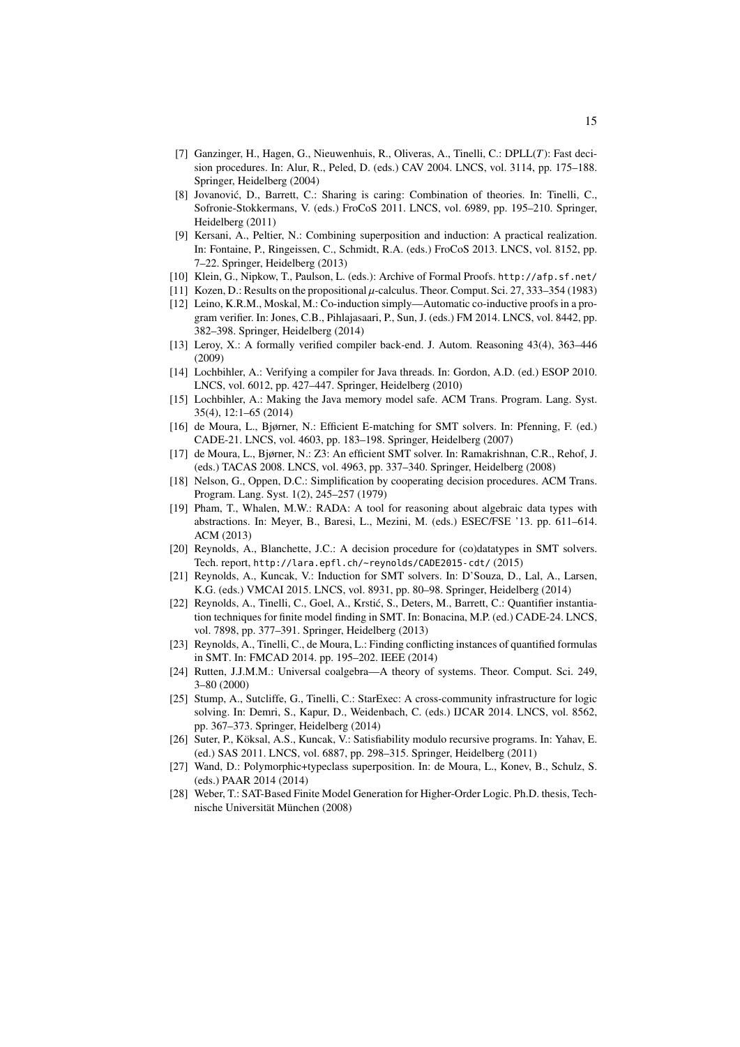[7] Ganzinger, H., Hagen, G., Nieuwenhuis, R., Oliveras, A., Tinelli, C.: DPLL($T$): Fast decision procedures. In: Alur, R., Peled, D. (eds.) CAV 2004. LNCS, vol. 3114, pp. 175–188. Springer, Heidelberg (2004)

[8] Jovanović, D., Barrett, C.: Sharing is caring: Combination of theories. In: Tinelli, C., Sofronie-Stokkermans, V. (eds.) FroCoS 2011. LNCS, vol. 6989, pp. 195–210. Springer, Heidelberg (2011)

[9] Kersani, A., Peltier, N.: Combining superposition and induction: A practical realization. In: Fontaine, P., Ringeissen, C., Schmidt, R.A. (eds.) FroCoS 2013. LNCS, vol. 8152, pp. 7–22. Springer, Heidelberg (2013)

[10] Klein, G., Nipkow, T., Paulson, L. (eds.): Archive of Formal Proofs. `http://afp.sf.net/`

[11] Kozen, D.: Results on the propositional $\mu$-calculus. Theor. Comput. Sci. 27, 333–354 (1983)

[12] Leino, K.R.M., Moskal, M.: Co-induction simply—Automatic co-inductive proofs in a program verifier. In: Jones, C.B., Pihlajasaari, P., Sun, J. (eds.) FM 2014. LNCS, vol. 8442, pp. 382–398. Springer, Heidelberg (2014)

[13] Leroy, X.: A formally verified compiler back-end. J. Autom. Reasoning 43(4), 363–446 (2009)

[14] Lochbihler, A.: Verifying a compiler for Java threads. In: Gordon, A.D. (ed.) ESOP 2010. LNCS, vol. 6012, pp. 427–447. Springer, Heidelberg (2010)

[15] Lochbihler, A.: Making the Java memory model safe. ACM Trans. Program. Lang. Syst. 35(4), 12:1–65 (2014)

[16] de Moura, L., Bjørner, N.: Efficient E-matching for SMT solvers. In: Pfenning, F. (ed.) CADE-21. LNCS, vol. 4603, pp. 183–198. Springer, Heidelberg (2007)

[17] de Moura, L., Bjørner, N.: Z3: An efficient SMT solver. In: Ramakrishnan, C.R., Rehof, J. (eds.) TACAS 2008. LNCS, vol. 4963, pp. 337–340. Springer, Heidelberg (2008)

[18] Nelson, G., Oppen, D.C.: Simplification by cooperating decision procedures. ACM Trans. Program. Lang. Syst. 1(2), 245–257 (1979)

[19] Pham, T., Whalen, M.W.: RADA: A tool for reasoning about algebraic data types with abstractions. In: Meyer, B., Baresi, L., Mezini, M. (eds.) ESEC/FSE '13. pp. 611–614. ACM (2013)

[20] Reynolds, A., Blanchette, J.C.: A decision procedure for (co)datatypes in SMT solvers. Tech. report, `http://lara.epfl.ch/~reynolds/CADE2015-cdt/` (2015)

[21] Reynolds, A., Kuncak, V.: Induction for SMT solvers. In: D'Souza, D., Lal, A., Larsen, K.G. (eds.) VMCAI 2015. LNCS, vol. 8931, pp. 80–98. Springer, Heidelberg (2014)

[22] Reynolds, A., Tinelli, C., Goel, A., Krstić, S., Deters, M., Barrett, C.: Quantifier instantiation techniques for finite model finding in SMT. In: Bonacina, M.P. (ed.) CADE-24. LNCS, vol. 7898, pp. 377–391. Springer, Heidelberg (2013)

[23] Reynolds, A., Tinelli, C., de Moura, L.: Finding conflicting instances of quantified formulas in SMT. In: FMCAD 2014. pp. 195–202. IEEE (2014)

[24] Rutten, J.J.M.M.: Universal coalgebra—A theory of systems. Theor. Comput. Sci. 249, 3–80 (2000)

[25] Stump, A., Sutcliffe, G., Tinelli, C.: StarExec: A cross-community infrastructure for logic solving. In: Demri, S., Kapur, D., Weidenbach, C. (eds.) IJCAR 2014. LNCS, vol. 8562, pp. 367–373. Springer, Heidelberg (2014)

[26] Suter, P., Köksal, A.S., Kuncak, V.: Satisfiability modulo recursive programs. In: Yahav, E. (ed.) SAS 2011. LNCS, vol. 6887, pp. 298–315. Springer, Heidelberg (2011)

[27] Wand, D.: Polymorphic+typeclass superposition. In: de Moura, L., Konev, B., Schulz, S. (eds.) PAAR 2014 (2014)

[28] Weber, T.: SAT-Based Finite Model Generation for Higher-Order Logic. Ph.D. thesis, Technische Universität München (2008)